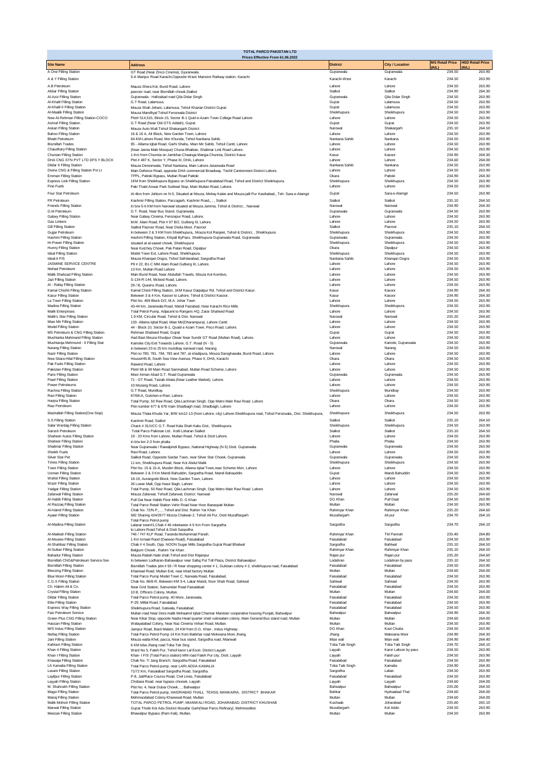# TOTAL PARCO PAKISTAN LTD

Prices Effective From 61.06.2022

| Site Name | Address | District | City / Location | MS Retail Price (R/L) | HSD Retail Price (R/L) |
|---|---|---|---|---|---|
| A One Filling Station | GT Road (Near Zinco Cinema), Gjuranwala. | Gujranwala | Gujranwala | 234.50 | 263.90 |
| A & Y Filling Station | 5-A Manipur Road Karachi,Opposite Wazir Mansion Railway station. Karachi | Karachi-West | Karachi | 234.50 | 263.90 |
| A.B Petroleum | Mauza Shera Kot, Bund Road, Lahore | Lahore | Lahore | 234.50 | 263.90 |
| Akbar Filling Station | pasroor road, near Bismillah chowk,Sialkot | Sialkot | Sialkot | 234.90 | 264.30 |
| Al-Aziz Filling Station | Gujranwala - Hafizabad road Qila Didar Singh. | Gujranwala | Qila Didar Singh | 234.50 | 263.90 |
| Al-Khalil Filling Station | G.T Road, Lalamusa. | Gujrat | Lalamusa | 234.50 | 263.90 |
| Al-Khalil II Filling Station | Mouza Shah Jehani, Lalamusa, Tehsil Kharian District Gujrat. | Gujrat | Lalamusa | 234.50 | 263.90 |
| Al-Maalik Filling Station | Mouza Mandhyal Tehsil Ferozwala District | Sheikhupura | Sheikhupura | 234.50 | 263.90 |
| New Al-Rehman Filling Station-COCO | Plot# 514,515, Block-15, Sector B-1 Quid-e-Azam Town College Road Lahore | Lahore | Lahore | 234.50 | 263.90 |
| Ashraf Filling Station | G.T Road (Near Old GTS Addah), Gujrat. | Gujrat | Gujrat | 234.50 | 263.90 |
| Askari Filling Station | Mouza Auto Wali Tehsil Shakargarh District | Narowal | Shakargarh | 235.10 | 264.50 |
| Bahoo Filling Station | 16 & 16 A, Ali Block, New Garden Town, Lahore | Lahore | Lahore | 234.50 | 263.90 |
| Bhatti Petroleum | 64-KM Lahore Road, Mor Khunda, Tehsil Nankana Sahib. | Nankana Sahib | Nankana | 234.50 | 263.90 |
| Bismillah Trades | 95 - Allama Iqbal Road, Garhi Shahu, Mian Mir Sahib, Tehsil Cantt, Lahore | Lahore | Lahore | 234.50 | 263.90 |
| Chaudhary Filling Station | (Near Jamia Maki Mosque) Chuna Bhattian, Shalimar Link Road Lahore. | Lahore | Lahore | 234.50 | 263.90 |
| Chunian Filling Station | 1-Km from Chunnia on Jambhar-Chaanga Manga-Chunnia, District Kasur | Kasur | Kasoor | 234.90 | 264.30 |
| DHA CNG STN PVT LTD DFS Y BLOCK | Plot # 487 K, Sector Y, Phase III, DHA, Lahore | Lahore | Lahore | 234.60 | 264.00 |
| Dildar II Filling Station | Mouza Demonwala, Tehsil Nankana, Main Lahore Jaranwala Road | Nankana Sahib | Nankana | 234.50 | 263.90 |
| Divine CNG & Filling Station Pvt Lt | Main Defence Road, opposite DHA commercial Broadway. Teshil Cantonment District Lahore. | Lahore | Lahore | 234.50 | 263.90 |
| Emman Filling Station | TPPL, Pattoki Bypass, Multan Road Pattoki | Okara | Pattoki | 234.90 | 264.30 |
| Express Link Filling Station | 1KM from Sheikhupura Bypass on Sheikhupura-Faisalabad Road, Tehsil and District Sheikhupura. | Sheikhupura | Sheikhupura | 234.50 | 263.90 |
| Fine Fuels | Paki Thatti Anwar Park Sodiwal Stop, Main Multan Road, Lahore. | Lahore | Lahore | 234.50 | 263.90 |
| Four Star Petroleum | At 4km from Jehlum on N-5, Situated at Mouza, Mehay Kalan and Mouza jalil Pur Kasibabad,, Teh. Sara-e-Alamgir | Gujrat | Sara-e-Alamgir | 234.50 | 263.90 |
| FR Petroleum | Kashmir Filling Station, Paccagarh, Kashmir Road,, , Sialkot | Sialkot | Sialkot | 235.10 | 264.50 |
| Friends Filling Station | In b/w 5-6 KM from Narowal situated at Mouza Jamma, Tehsil & District, , Narowal | Narowal | Narowal | 234.90 | 264.30 |
| G.M Petroleum | G.T. Road, Near Bus Stand, Gujranwala. | Gujranwala | Gujranwala | 234.50 | 263.90 |
| Galaxy Filling Station | Near Galaxy Cinema, Ferozepur Road, Lahore. | Lahore | Lahore | 234.50 | 263.90 |
| Gas Linkers | M.M. Alam Road, Plot # 97 B/2, Gulberg III, Lahore. | Lahore | Lahore | 234.50 | 263.90 |
| Gill Filling Station | Sialkot Pasroor Road, Near Diska Moor, Pasroor | Sialkot | Pasroor | 235.10 | 264.50 |
| Gujjar Petroleum | In between 2 & 3 KM from Shiekhupura,, Mouza Kot Ranjeet, Tehsil & District, , Shiekhupura | Sheikhupura | Sheikhupura | 234.50 | 263.90 |
| Hashmi Filling Station | Hashmi Filling Station, Khiyali ByPass, Sheikhupura-Gujranwala Road, Gujranwala | Gujranwala | Gujranwala | 234.50 | 263.90 |
| Hi-Power Filling Station | situated at al-saeed chowk, Sheikhupura | Sheikhupura | Sheikhupura | 234.50 | 263.90 |
| Hunny Filling Station | Near Kutchey Chowk, Pak Patan Road, Dipalpur | Okara | Dipalpur | 234.50 | 263.90 |
| Ideal Filling Station | Model Town Ext, Lahore Road, Sheikhupura. | Sheikhupura | Sheikhupura | 234.50 | 263.90 |
| Ideal-II F/S | Mouza Khanqan Dogra, Tehsil Safrdarabad, Sargodha Road | Nankana Sahib | Khanqan Dogra | 234.50 | 263.90 |
| JASMINE SERVICE CENTRE | Plt # 22, B1-C MM Alam Road Gulberg III, Lahore. | Lahore | Lahore | 234.50 | 263.90 |
| Ittehad Petroleum | 13 Km. Multan Road Lahore | Lahore | Lahore | 234.50 | 263.90 |
| Malik Shahzad Filling Station | Main Bund Road, Near Abdullah Travels, Mouza Kot Kombvo, | Lahore | Lahore | 234.50 | 263.90 |
| Jazi Filling Station | S-134-R-144, Mcleod Road, Lahore. | Lahore | Lahore | 234.50 | 263.90 |
| Al - Rafay Filling Station | 29 / B, Queens Road, Lahore. | Lahore | Lahore | 234.50 | 263.90 |
| Kamal Chishti Filling Station | Kamal Chisti Filling Station, 1KM Kasur Daipalpur Rd, Tehsil and District Kasur. | Kasur | Kasoor | 234.90 | 264.30 |
| Kasur Filling Station | Between 3 & 4 Km, Kasoor to Lahore, Tehsil & District Kasoor. | Kasur | Kasoor | 234.90 | 264.30 |
| La Town Filling Station | Plot No. 469 Block D/2, M.A. Johar Town | Lahore | Lahore | 234.50 | 263.90 |
| Madina Filling Station | 43-44 km, Jaranwala Road, Mandi Faizabad, Near Karachi Rice Mills | Sheikhupura | Sheikhupura | 234.50 | 263.90 |
| Malik Enterprises | Total Petrol Pump, Adjacent to Rangers HQ, Zarar Shaheed Road | Lahore | Lahore | 234.50 | 263.90 |
| Malik's Star Filling Station | 1.9 KM, Circular Road, Tehsil & Dist. Narowal | Narowal | Narowal | 235.20 | 264.60 |
| Mian Mir Filling Station | 133- Allama Iqbal Road, Mian Mir(Dharampura), Lahore Cantt: | Lahore | Lahore | 234.50 | 263.90 |
| Model Filling Station | 44 - Block 10, Sector B-1, Quaid e Azam Town, Peco Road, Lahore. | Lahore | Lahore | 234.50 | 263.90 |
| MS Petroleum & CNG Filling Station | Rehman Shaheed Road, Gujrat | Gujrat | Gujrat | 234.50 | 263.90 |
| Mushtarka Mahmand Filling Station | Had Bast Mouza Khudpur Otwar Near Sundir GT Road (Multan Road), Lahore. | Lahore | Lahore | 234.50 | 263.90 |
| Mushtarqa Mehmund - II Filling Stat | Kamoke City Exit Towards Lahore, G.T. Road (N - 5) | Gujranwala | Kamoki, Gujranwala | 234.50 | 263.90 |
| Narang Filling Station | in between 23 to 25 km muridkay narowal road, Narang | Narowal | Narang | 234.50 | 263.90 |
| Nazir Filling Station | Plot no 780, 781, 784, 783 and 787, at shadipura, Mouza Daroghawala, Bund Road, Lahore. | Lahore | Lahore | 234.50 | 263.90 |
| New Sitara Hilal Filling Station | House#45-B, South Sea View Avenue, Phase II, DHA, Karachi | Okara | Okara | 234.50 | 263.90 |
| Pak Fuels Filling Station | Raiwind Road, Lahore | Lahore | Lahore | 234.50 | 263.90 |
| Pakistan Filling Station | Plot# 68 & 69 Main Road Samnabad, Multan Road Scheme, Lahore | Lahore | Lahore | 234.50 | 263.90 |
| Paris Filling Station | Moor Aiman Abad G.T. Road Gujranwala | Gujranwala | Gujranwala | 234.50 | 263.90 |
| Pearl Filling Station | 71 - GT Road, Taizab Ahata (Near Leather Market), Lahore. | Lahore | Lahore | 234.50 | 263.90 |
| Power Petroleums | 10 Mozang Road, Lahore. | Lahore | Lahore | 234.50 | 263.90 |
| Rachna Filling Station | G.T Road, Muridkay. | Sheikhupura | Muridkay | 234.50 | 263.90 |
| Ravi Filling Station | 67/68-A, Gulshen-e-Ravi, Lahore. | Lahore | Lahore | 234.50 | 263.90 |
| Hanjra Filling Station | Total Pump, 50 Ravi Road, Qila Lachman Singh, Opp Metro Main Ravi Road. Lahore | Okara | Okara | 234.50 | 263.90 |
| Riaz Petroleum | Plot number 677 & 678 main Shadbagh road, Shadbagh, Lahore | Lahore | Lahore | 234.50 | 263.90 |
| Mashallah Filling Station(One Stop) | Mouza Thata Khuda Yar, B/W km12-13 (from Lahore, city) Lahore-Sheikhupura road, Tehsil Ferozwala,, Dist. Sheikhupura, | Sheikhupura | Sheikhupura | 234.50 | 263.90 |
| S.S Filling Station | Kashmir Road, Sialkot | Sialkot | Sialkot | 235.10 | 264.50 |
| Salar Wardag Filling Station | Chack # 31/UCC G.T. Road Kala Shah Kaku Dist., Sheikhupura. | Sheikhupura | Sheikhupura | 234.50 | 263.90 |
| Sarosh Petroleum | Total Parco Pakistan Ltd . Kotli Loharan Sialkot | Sialkot | Sialkot | 235.10 | 264.50 |
| Shaheen Autos Filling Station | 19 - 20 Kms from Lahore, Multan Road, Tehsil & Distt Lahore. | Lahore | Lahore | 234.50 | 263.90 |
| Shaheer Filling Station | in b/w km 2-3 from phalia | Phalia | Phalia | 234.50 | 263.90 |
| Shalimar Filling Station | Near Gujranwala / Rawalpindi Bypass, National Highway (N-5) Distt. Gujranwala. | Gujranwala | Gujranwala | 234.50 | 263.90 |
| Sheikh Fuels | Ravi Road, Lahore. | Lahore | Lahore | 234.50 | 263.90 |
| Silver Star Pet | Sailkot Road, Opposite Sardar Town, near Silver Star Chowk, Gujranwala | Gujranwala | Gujranwala | 234.50 | 263.90 |
| Times Filling Station | 11 km, Sheikhupura Road, Near Kot Abdul Malik | Sheikhupura | Sheikhupura | 234.50 | 263.90 |
| Town Filling Station | Plot No. 15 & 15-A, Muslim Block, Allama Iqbal Town,near Scheme Morr, Lahore | Lahore | Lahore | 234.50 | 263.90 |
| Usman Filling Station | Between 2 & 3 Km Mandi Bahuddin, Sargodha Road, Mandi Bahauddin. | Gujrat | Mandi Bahuddin | 234.50 | 263.90 |
| Wahid Filling Station | 18-19, Aurangzeb Block, New Garden Town, Lahore. | Lahore | Lahore | 234.50 | 263.90 |
| Wazir Filling Station | 26 Lower Mall, Opp Nasir Bagh, Lahore | Lahore | Lahore | 234.50 | 263.90 |
| Yadgar Filling Station | Total Pump, 50 Ravi Road, Qila Lachman Singh, Opp Metro Main Ravi Road. Lahore | Lahore | Lahore | 234.50 | 263.90 |
| Zafarwal Filling Station | Mouza Zafarwal, Tehsill Zafarwal, District Narowal | Narowal | Zafarwal | 235.20 | 264.60 |
| Al Habib Filling Station | Pull Dat Near Habib Floor Mills D. G Khan | DG Khan | Pull Daat | 234.50 | 263.90 |
| Al Razzaq Filling Station | Total Parco Retail Station Vehir Road Near Hoor Banaspati Multan | Multan | Multan | 234.50 | 263.90 |
| Al-Hamd Filling Station | Chak No. 72/N.P., , , Tehsil and Dist. Rahim Yar Khan | Rahimyar Khan | Rahimyar Khan | 235.20 | 264.60 |
| Ayaan Filling Station | 582 Sharing 424/2677 Mozza Chalwan 2, Tehsil Ali Pur, Distt Muzaffargarh | Muzafargarh | Ali pur | 234.70 | 264.10 |
| Al-Madina Filling Station | Total Parco Petrol pump Lalazar town#1,Chak # 46 inbetween 4-5 Km From Sargodha to Lahore Road,Tehsil & Distt Sargodha | Sargodha | Sargodha | 234.70 | 264.10 |
| Al-Makkah Filling Station | 746 / 747 KLP Road, Taranda Muhammad Panah. | Rahimyar Khan | TM Pannah | 235.40 | 264.80 |
| Al-Moutee Filling Station | 1 Km Ismael Raod (Daewoo Road), Faisalabad | Faisalabad | Faisalabad | 234.50 | 263.90 |
| Al-Shahbaz Filling Station | Chak # 4 South, Opp. NOON Sugar Mills Sargodha Gujrat Road Bhalwal | Sargodha | Bahlwal | 235.10 | 264.50 |
| Al-Sultan Filling Station | Belgium Chowk , Rahim Yar Khan . | Rahimyar Khan | Rahimyar Khan | 235.10 | 264.50 |
| Bahadur Filling Station | Mouza Rabah Nabi shah.Tehsil and Dist Rajanpur | Rajan pur | Rajan pur | 235.20 | 264.60 |
| Bismillah CNG&Petroleum Service-Sev | In between Lodharan-Bahawalpur near Satluj Pul Toll Plaza, District Bahawalpur. | Lodahran | Lodahran by pass | 235.10 | 264.50 |
| Bismillah Filling Station | Bismillah Trades plot # 93 / R Near shopping center # 1, Gulistan colony # 2, sheikhupura road, Faisalabad | Faisalabad | Faisalabad | 234.50 | 263.90 |
| Blessing Filling Station | Khanewal Road, Multan Ext, near khad factory Multan | Multan | Multan | 234.60 | 264.00 |
| Blue Moon Filling Station | Total Parco Pump Model Town C, Narwala Road, Faisalabad. | Faisalabad | Faisalabad | 234.50 | 263.90 |
| C.G.S Filling Station | Chak No. 86/6-R, Between KM 3-4, Lakar Mandi, Noor Shah Road, Sahiwal | Sahiwal | Sahiwal | 234.50 | 263.90 |
| Ch. Hakim Ali & Co. | Near Grid Station, Samundari Road Faisalabad | Faisalabad | Faisalabad | 234.50 | 263.90 |
| Crystal Filling Station | 10 B, Officers Colony, Multan. | Multan | Multan | 234.60 | 264.00 |
| Dildar Filling Station | Total Parco Petrol pump, 40 More, Jaranwala, | Faisalabad | Faisalabad | 234.50 | 263.90 |
| Elite Filling Station | P-29, Millat Road, Faisalabad. | Faisalabad | Faisalabad | 234.50 | 263.90 |
| Express Way Filling Station | Sheikhupura Road, Gatwala, Faisalabad. | Faisalabad | Faisalabad | 234.50 | 263.90 |
| Faiz Petroleum Service | Multan road Near Dera malik Mohaamd Iqbal Channar Manister cooperative housing Punjab, Bahwalpur | Bahwalpur | Bahwalpur | 234.90 | 264.30 |
| Green Plus CNG Filling Station | Near Kikar Stop, opposite Nadra Head quarter shah ruknealam colony, Main General Bus stand road, Multan | Multan | Multan | 234.60 | 264.00 |
| Hassan Filling Station | Walayatabad Colony, Near Naz Cinema Vehari Road, Multan. | Multan | Multan | 234.50 | 263.90 |
| M/S Indus Filling Station | Jampur Road, Basti Malam, 24 KM from D.G. Khan , Indus Highway . | DG Khan | Koot Chutta | 234.50 | 263.90 |
| Ittefaq Filling Station | Total Parco Petrol Pump 14 Km from Bakkhar road Molovana More Jhang. | Jhang | Malooana Moor | 234.90 | 264.30 |
| Jani Filling Station | Mouza watta Khel, pacca, Near bus stand, Sargodha road, Mianwali | Mian wali | Mian wali | 234.90 | 264.40 |
| Kahloon Filling Station | 6 KM toba Jhang road Toba Tek Sing | Toba Taik Singh | Toba Taik Singh | 234.70 | 264.10 |
| Khan 4 Filling Station | Ward No 5, Fateh Pur, Tehsil karor Lal Eson. District Layyah | Layyah | Karor Lalison by pass | 234.50 | 263.90 |
| Khan I Filling Station | Khan- I F/S (Total Parco station) MM road Fateh Pur city, Distt. Layyah | Layyah | Fateh pur | 234.50 | 263.90 |
| Khawaja Filling Station | Chak No. 7/ Jang Branch, Sargodha Road, Faisalabad | Faisalabad | Faisalabad | 234.50 | 263.90 |
| LA Kamalia Filling Station | Total Parco Petrol pump, near LARI ADDA KAMALIA | Toba Taik Singh | Kamalia | 234.90 | 264.30 |
| Lasani Filling Station | 71/72 Km, Faisalabad Sargodha Road, Sargodha. | Sargodha | Lalian | 234.50 | 263.90 |
| Layllpur Filling Station | P-8, Jail/Race Course Road, Civil Lines, Faisalabad | Faisalabad | Faisalabad | 234.50 | 263.90 |
| Layyah Filling Station | Chobara Road, near bypass choowk, Layyah | Layyah | Layyah | 234.60 | 264.00 |
| M. Shahrukh Filling Station | Plot No. 4, Near Dubai Chowk, , , Bahwalpur | Bahwalpur | Bahwalpur | 235.00 | 264.50 |
| Magsi Filling Station | Total Parco Petrol pump, HAIDRABAD THALL TEHSIL MANKAIRA, DISTRICT BHAKAR | Bahkar | Hydraabad Thal | 234.60 | 264.00 |
| Mairaj Filling Station | Mehmoodabad Colony Khanewal Road, Multan | Multan | Multan | 234.60 | 264.00 |
| Malik Mohsin Filling Station | TOTAL PARCO PETROL PUMP, MIANWALI ROAD, JOHARABAD, DISTRICT KHUSHAB | Kushaab | Joharabad | 235.60 | 265.10 |
| Marwat Filling Station | Gujrat Thsile Kot Adu District Muzafar Garh(Near Parco Refinary), Mehmoodkot. | Muzafargarh | Kot Addo | 234.50 | 263.90 |
| Meezan Filling Station | Bhawalpur Bypass (Ram Kali), Multan. | Multan | Multan | 234.50 | 263.90 |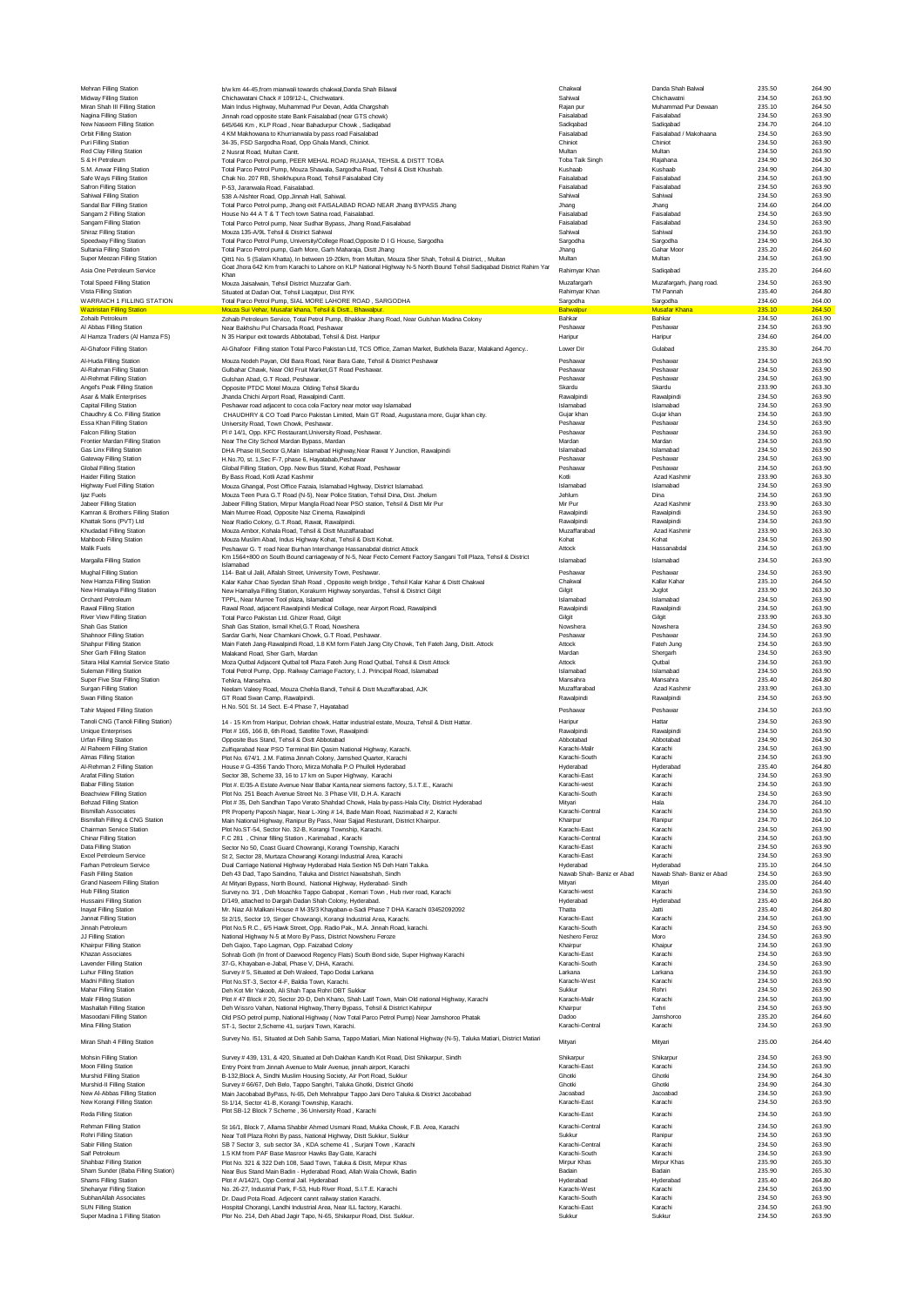| | | | | | |
|---|---|---|---|---|---|
| Mehran Filling Station | b/w km 44-45,from mianwali towards chakwal,Danda Shah Bilawal | Chakwal | Danda Shah Balwal | 235.50 | 264.90 |
| Midway Filling Station | Chichawatani Chack # 109/12-L, Chichwatani. | Sahiwal | Chichawatni | 234.50 | 263.90 |
| Miran Shah III Filling Station | Main Indus Highway, Muhammad Pur Devan, Adda Chargshah | Rajan pur | Muhammad Pur Dewaan | 235.10 | 264.50 |
| Nagina Filling Station | Jinnah road opposite state Bank Faisalabad (near GTS chowk) | Faisalabad | Faisalabad | 234.50 | 263.90 |
| New Naseem Filling Station | 645/646 Km , KLP Road , Near Bahadurpur Chowk , Sadiqabad | Sadiqabad | Sadiqabad | 234.70 | 264.10 |
| Orbit Filling Station | 4 KM Makhowana to Khurrianwala by pass road Faisalabad | Faisalabad | Faisalabad / Makohaana | 234.50 | 263.90 |
| Puri Filling Station | 34-35, FSD Sargodha Road, Opp Ghala Mandi, Chiniot. | Chiniot | Chiniot | 234.50 | 263.90 |
| Red Clay Filling Station | 2 Nusrat Road, Multan Cantt. | Multan | Multan | 234.50 | 263.90 |
| S & H Petroleum | Total Parco Petrol pump, PEER MEHAL ROAD RUJANA, TEHSIL & DISTT TOBA | Toba Taik Singh | Rajahana | 234.90 | 264.30 |
| S.M. Anwar Filling Station | Total Parco Petrol Pump, Mouza Shawala, Sargodha Road, Tehsil & Distt Khushab. | Kushaab | Kushaab | 234.90 | 264.30 |
| Safe Ways Filling Station | Total Parco Petrol Pump, Sheikhupura Road, Tehsil Faisalabad City | Faisalabad | Faisalabad | 234.50 | 263.90 |
| Safron Filling Station | P-53, Jaranwala Road, Faisalabad. | Faisalabad | Faisalabad | 234.50 | 263.90 |
| Sahiwal Filling Station | 538 A-Nishter Road, Opp.Jinnah Hall, Sahiwal. | Sahiwal | Sahiwal | 234.50 | 263.90 |
| Sandal Bar Filling Station | Total Parco Petrol pump, Jhang exit FAISALABAD ROAD NEAR Jhang BYPASS Jhang | Jhang | Jhang | 234.60 | 264.00 |
| Sangam 2 Filling Station | House No 44 A T & T Tech town Satina road, Faisalabad. | Faisalabad | Faisalabad | 234.50 | 263.90 |
| Sangam Filling Station | Total Parco Petrol pump, Near Sudhar Bypass, Jhang Road,Faisalabad | Faisalabad | Faisalabad | 234.50 | 263.90 |
| Shiraz Filling Station | Mouza 135-A/9L Tehsil & District Sahiwal | Sahiwal | Sahiwal | 234.50 | 263.90 |
| Speedway Filling Station | Total Parco Petrol Pump, University/College Road,Opposite D I G House, Sargodha | Sargodha | Sargodha | 234.90 | 264.30 |
| Sultania Filling Station | Total Parco Petrol pump, Garh More, Garh Maharaja, Distt Jhang | Jhang | Gahar Moor | 235.20 | 264.60 |
| Super Meezan Filling Station | Qitt1 No. 5 (Salam Khatta), In between 19-20km, from Multan, Mouza Sher Shah, Tehsil & District, , Multan | Multan | Multan | 234.50 | 263.90 |
| Asia One Petroleum Service | Goat Jhora 642 Km from Karachi to Lahore on KLP National Highway N-5 North Bound Tehsil Sadiqabad District Rahim Yar Khan | Rahimyar Khan | Sadiqabad | 235.20 | 264.60 |
| Total Speed Filling Station | Mouza Jaisalwain, Tehsil District Muzzafar Garh. | Muzafargarh | Muzafargarh, jhang road. | 234.50 | 263.90 |
| Vista Filling Station | Situated at Dadan Oat, Tehsil Liaqatpur, Dist RYK | Rahimyar Khan | TM Pannah | 235.40 | 264.80 |
| WARRAICH 1 FILLING STATION | Total Parco Petrol Pump, SIAL MORE LAHORE ROAD , SARGODHA | Sargodha | Sargodha | 234.60 | 264.00 |
| Waziristan Filling Station | Mouza Sui Vehar, Musafar khana, Tehsil & Distt., Bhawalpur. | Bahwalpur | Musafar Khana | 235.10 | 264.50 |
| Zohaib Petroleum | Zohaib Petroleum Service, Total Petrol Pump, Bhakkar Jhang Road, Near Gulshan Madina Colony | Bahkar | Bahkar | 234.50 | 263.90 |
| Al Abbas Filling Station | Near Bakhshu Pul Charsada Road, Peshawar | Peshawar | Peshawar | 234.50 | 263.90 |
| Al Hamza Traders (Al Hamza FS) | N 35 Haripur exit towards Abbotabad, Tehsil & Dist. Haripur | Haripur | Haripur | 234.60 | 264.00 |
| Al-Ghafoor Filling Station | Al-Ghafoor Filling station Total Parco Pakistan Ltd, TCS Office, Zaman Market, Butkhela Bazar, Malakand Agency.. | Lower Dir | Gulabad | 235.30 | 264.70 |
| Al-Huda Filling Station | Mouza Nodeh Payan, Old Bara Road, Near Bara Gate, Tehsil & District Peshawar | Peshawar | Peshawar | 234.50 | 263.90 |
| Al-Rahman Filling Station | Gulbahar Chawk, Near Old Fruit Market,GT Road Peshawar. | Peshawar | Peshawar | 234.50 | 263.90 |
| Al-Rehmat Filling Station | Gulshan Abad, G.T Road, Peshawar. | Peshawar | Peshawar | 234.50 | 263.90 |
| Angel's Peak Filling Station | Opposite PTDC Motel Mouza Olding Tehsil Skardu | Skardu | Skardu | 233.90 | 263.30 |
| Asar & Malik Enterprises | Jhanda Chichi Airport Road, Rawalpindi Cantt. | Rawalpindi | Rawalpindi | 234.50 | 263.90 |
| Capital Filling Station | Peshawar road adjacent to coca cola Factory near motor way Islamabad | Islamabad | Islamabad | 234.50 | 263.90 |
| Chaudhry & Co. Filling Station | CHAUDHRY & CO Toatl Parco Pakistan Limited, Main GT Road, Augustana more, Gujar khan city. | Gujar khan | Gujar khan | 234.50 | 263.90 |
| Essa Khan Filling Station | University Road, Town Chowk, Peshawar. | Peshawar | Peshawar | 234.50 | 263.90 |
| Falcon Filling Station | Pl # 14/1, Opp. KFC Restaurant,University Road, Peshawar. | Peshawar | Peshawar | 234.50 | 263.90 |
| Frontier Mardan Filling Station | Near The City School Mardan Bypass, Mardan | Mardan | Mardan | 234.50 | 263.90 |
| Gas Linx Filling Station | DHA Phase III,Sector G,Main Islamabad Highway,Near Rawat Y Junction, Rawalpindi | Islamabad | Islamabad | 234.50 | 263.90 |
| Gateway Filling Station | H.No.70, st. 1,Sec F-7, phase 6, Hayatabab,Peshawar | Peshawar | Peshawar | 234.50 | 263.90 |
| Global Filling Station | Global Filling Station, Opp. New Bus Stand, Kohat Road, Peshawar | Peshawar | Peshawar | 234.50 | 263.90 |
| Haider Filling Station | By Bass Road, Kotli Azad Kashmir | Kotli | Azad Kashmir | 233.90 | 263.30 |
| Highway Fuel Filling Station | Mouza Ghangal, Post Office Fazaia, Islamabad Highway, District Islamabad. | Islamabad | Islamabad | 234.50 | 263.90 |
| Ijaz Fuels | Mouza Teen Pura G.T Road (N-5), Near Police Station, Tehsil Dina, Dist. Jhelum | Jehlum | Dina | 234.50 | 263.90 |
| Jabeer Filling Station | Jabeer Filling Station, Mirpur Mangla Road Near PSO station, Tehsil & Distt Mir Pur | Mir Pur | Azad Kashmir | 233.90 | 263.30 |
| Kamran & Brothers Filling Station | Main Murree Road, Opposite Naz Cinema, Rawalpindi | Rawalpindi | Rawalpindi | 234.50 | 263.90 |
| Khattak Sons (PVT) Ltd | Near Radio Colony, G.T.Road, Rawat, Rawalpindi. | Rawalpindi | Rawalpindi | 234.50 | 263.90 |
| Khudadad Filling Station | Mouza Ambor, Kohala Road, Tehsil & Distt Muzaffarabad | Muzaffarabad | Azad Kashmir | 233.90 | 263.30 |
| Mahboob Filling Station | Mouza Muslim Abad, Indus Highway Kohat, Tehsil & Distt Kohat. | Kohat | Kohat | 234.50 | 263.90 |
| Malik Fuels | Peshawar G. T road Near Burhan Interchange Hassanabdal district Attock | Attock | Hassanabdal | 234.50 | 263.90 |
| Margalla Filling Station | Km 1564+800 on South Bound carriageway of N-5, Near Fecto Cement Factory Sangani Toll Plaza, Tehsil & District Islamabad | Islamabad | Islamabad | 234.50 | 263.90 |
| Mughal Filling Station | 114- Bait ul Jalil, Alfalah Street, University Town, Peshawar. | Peshawar | Peshawar | 234.50 | 263.90 |
| New Hamza Filling Station | Kalar Kahar Chao Syedan Shah Road , Opposite weigh bridge , Tehsil Kalar Kahar & Distt Chakwal | Chakwal | Kallar Kahar | 235.10 | 264.50 |
| New Himalaya Filling Station | New Hamaliya Filling Station, Korakurm Highway sonyardas, Tehsil & District Gilgit | Gilgit | Juglot | 233.90 | 263.30 |
| Orchard Petroleum | TPPL, Near Murree Tool plaza, Islamabad | Islamabad | Islamabad | 234.50 | 263.90 |
| Rawal Filling Station | Rawal Road, adjacent Rawalpindi Medical Collage, near Airport Road, Rawalpindi | Rawalpindi | Rawalpindi | 234.50 | 263.90 |
| River View Filling Station | Total Parco Pakistan Ltd. Ghizer Road, Gilgit | Gilgit | Gilgit | 233.90 | 263.30 |
| Shah Gas Station | Shah Gas Station, Ismail Khel,G.T Road, Nowshera | Nowshera | Nowshera | 234.50 | 263.90 |
| Shahnoor Filling Station | Sardar Garhi, Near Chamkani Chowk, G.T Road, Peshawar. | Peshawar | Peshawar | 234.50 | 263.90 |
| Shahpur Filling Station | Main Fateh Jang-Rawalpindi Road, 1.8 KM form Fateh Jang City Chowk, Teh Fateh Jang, Distt. Attock | Attock | Fateh Jung | 234.50 | 263.90 |
| Sher Garh Filling Station | Malakand Road, Sher Garh, Mardan | Mardan | Shergarh | 234.50 | 263.90 |
| Sitara Hilal Kamrial Service Statio | Moza Qutbal Adjacent Qutbal toll Plaza Fateh Jung Road Qutbal, Tehsil & Distt Attock | Attock | Qutbal | 234.50 | 263.90 |
| Suleman Filling Station | Total Petrol Pump, Opp. Railway Carriage Factory, I. J. Principal Road, Islamabad | Islamabad | Islamabad | 234.50 | 263.90 |
| Super Five Star Filling Station | Tehkra, Mansehra. | Mansehra | Mansahra | 235.40 | 264.80 |
| Surgan Filling Station | Neelam Valeey Road, Mouza Chehla Bandi, Tehsil & Distt Muzaffarabad, AJK | Muzaffarabad | Azad Kashmir | 233.90 | 263.30 |
| Swan Filling Station | GT Road Swan Camp, Rawalpindi. | Rawalpindi | Rawalpindi | 234.50 | 263.90 |
| Tahir Majeed Filling Station | H.No. 501 St. 14 Sect. E-4 Phase 7, Hayatabad | Peshawar | Peshawar | 234.50 | 263.90 |
| Tanoli CNG (Tanoli Filling Station) | 14 - 15 Km from Haripur, Dohrian chowk, Hattar industrial estate, Mouza, Tehsil & Distt Hattar. | Haripur | Hattar | 234.50 | 263.90 |
| Unique Enterprises | Plot # 165, 166 B, 6th Road, Satellite Town, Rawalpindi | Rawalpindi | Rawalpindi | 234.50 | 263.90 |
| Urfan Filling Station | Opposite Bus Stand, Tehsil & Distt Abbotabad | Abbotabad | Abbotabad | 234.90 | 264.30 |
| Al Raheem Filling Station | Zulfiqarabad Near PSO Terminal Bin Qasim National Highway, Karachi. | Karachi-Malir | Karachi | 234.50 | 263.90 |
| Almas Filling Station | Plot No. 674/1. J.M. Fatima Jinnah Colony, Jamshed Quarter, Karachi | Karachi-South | Karachi | 234.50 | 263.90 |
| Al-Rehman 2 Filling Station | House # G-4356 Tando Thoro, Mirza Mohalla P.O Phulleli Hyderabad | Hyderabad | Hyderabad | 235.40 | 264.80 |
| Arafat Filling Station | Sector 3B, Scheme 33, 16 to 17 km on Super Highway, Karachi | Karachi-East | Karachi | 234.50 | 263.90 |
| Babar Filling Station | Plot #. E/35-A Estate Avenue Near Babar Kanta,near siemens factory, S.I.T.E., Karachi | Karachi-west | Karachi | 234.50 | 263.90 |
| Beachview Filling Station | Plot No. 251 Beach Avenue Street No. 3 Phase VIII, D.H.A. Karachi | Karachi-South | Karachi | 234.50 | 263.90 |
| Behzad Filling Station | Plot # 35, Deh Sandhan Tapo Verato Shahdad Chowk, Hala by-pass-Hala City, District Hyderabad | Mitiyari | Hala | 234.70 | 264.10 |
| Bismillah Associates | PR Property Paposh Nagar, Near L-Xing # 14, Bade Main Road, Nazimabad # 2, Karachi | Karachi-Central | Karachi | 234.50 | 263.90 |
| Bismillah Filling & CNG Station | Main National Highway, Ranipur By Pass, Near Sajjad Resturant, District Khairpur. | Khairpur | Ranipur | 234.70 | 264.10 |
| Chairman Service Station | Plot No.ST-54, Sector No. 32-B, Korangi Township, Karachi. | Karachi-East | Karachi | 234.50 | 263.90 |
| Chinar Filling Station | F.C 281 , Chinar filling Station , Karimabad , Karachi | Karachi-Central | Karachi | 234.50 | 263.90 |
| Data Filling Station | Sector No 50, Coast Guard Chowrangi, Korangi Township, Karachi | Karachi-East | Karachi | 234.50 | 263.90 |
| Excel Petroleum Service | St 2, Sector 28, Murtaza Chowrangi Korangi Industrial Area, Karachi | Karachi-East | Karachi | 234.50 | 263.90 |
| Farhan Petroleum Service | Dual Carriage National Highway Hyderabad Hala Section N5 Deh Hatri Taluka. | Hyderabad | Hyderabad | 235.10 | 264.50 |
| Fasih Filling Station | Deh 43 Dad, Tapo Saindino, Taluka and District Nawabshah, Sindh | Nawab Shah- Baniz er Abad | Nawab Shah- Baniz er Abad | 234.50 | 263.90 |
| Grand Naseem Filling Station | At Mityari Bypass, North Bound, National Highway, Hyderabad- Sindh | Mityari | Mityari | 235.00 | 264.40 |
| Hub Filling Station | Survey no. 3/1 , Deh Moachko Tappo Gabopat , Kemari Town , Hub river road, Karachi | Karachi-west | Karachi | 234.50 | 263.90 |
| Hussaini Filling Station | D/149, attached to Dargah Dadan Shah Colony, Hyderabad. | Hyderabad | Hyderabad | 235.40 | 264.80 |
| Inayat Filling Station | Mr. Niaz Ali Malkani House # M-35/3 Khayaban-e-Sadi Phase 7 DHA Karachi 03452092092 | Thatta | Jatti | 235.40 | 264.80 |
| Jannat Filling Station | St 2/15, Sector 19, Singer Chowrangi, Korangi Industrial Area, Karachi. | Karachi-East | Karachi | 234.50 | 263.90 |
| Jinnah Petroleum | Plot No.5 R.C., 6/5 Hawk Street, Opp. Radio Pak., M.A. Jinnah Road, karachi. | Karachi-South | Karachi | 234.50 | 263.90 |
| JJ Filling Station | National Highway N-5 at Moro By Pass, District Nowsheru Feroze | Neshero Feroz | Moro | 234.50 | 263.90 |
| Khairpur Filling Station | Deh Gajoo, Tapo Lagman, Opp. Faizabad Colony | Khairpur | Khaipur | 234.50 | 263.90 |
| Khazan Associates | Sohrab Goth (In front of Daewood Regency Flats) South Bond side, Super Highway Karachi | Karachi-East | Karachi | 234.50 | 263.90 |
| Lavender Filling Station | 37-G, Khayaban-e-Jabal, Phase V, DHA, Karachi. | Karachi-South | Karachi | 234.50 | 263.90 |
| Luhur Filling Station | Survey # 5, Situated at Deh Waleed, Tapo Dodai Larkana | Larkana | Larkana | 234.50 | 263.90 |
| Madni Filling Station | Plot No.ST-3, Sector 4-F, Baldia Town, Karachi. | Karachi-West | Karachi | 234.50 | 263.90 |
| Mahar Filling Station | Deh Kot Mir Yakoob, Ali Shah Tapa Rohri DBT Sukkur | Sukkur | Rohri | 234.50 | 263.90 |
| Malir Filling Station | Plot # 47 Block # 20, Sector 20-D, Deh Khano, Shah Latif Town, Main Old national Highway, Karachi | Karachi-Malir | Karachi | 234.50 | 263.90 |
| Mashallah Filling Station | Deh Wissro Vahan, National Highway,Thenry Bypass, Tehsil & District Kahirpur | Khairpur | Tehri | 234.50 | 263.90 |
| Masoodani Filling Station | Old PSO petrol pump, National Highway ( Now Total Parco Petrol Pump) Near Jamshoroo Phatak | Dadoo | Jamshoroo | 235.20 | 264.60 |
| Mina Filling Station | ST-1, Sector 2,Scheme 41, surjani Town, Karachi. | Karachi-Central | Karachi | 234.50 | 263.90 |
| Miran Shah 4 Filling Station | Survey No. I51, Situated at Deh Sahib Sama, Tappo Matiari, Mian National Highway (N-5), Taluka Matiari, District Matiari | Mityari | Mityari | 235.00 | 264.40 |
| Mohsin Filling Station | Survey # 439, 131, & 420, Situated at Deh Dakhan Kandh Kot Road, Dist Shikarpur, Sindh | Shikarpur | Shikarpur | 234.50 | 263.90 |
| Moon Filling Station | Entry Point from Jinnah Avenue to Malir Avenue, jinnah airport, Karachi | Karachi-East | Karachi | 234.50 | 263.90 |
| Murshid Filling Station | B-132,Block A, Sindhi Muslim Housing Society, Air Port Road, Sukkur | Ghotki | Ghotki | 234.90 | 264.30 |
| Murshid-II Filling Station | Survey # 66/67, Deh Belo, Tappo Sanghri, Taluka Ghotki, District Ghotki | Ghotki | Ghotki | 234.90 | 264.30 |
| New Al-Abbas Filling Station | Main Jacobabad ByPass, N-65, Deh Mehrabpur Tappo Jani Dero Taluka & District Jacobabad | Jacoabad | Jacoabad | 234.50 | 263.90 |
| New Korangi Filling Station | St-1/14, Sector 41-B, Korangi Township, Karachi. | Karachi-East | Karachi | 234.50 | 263.90 |
| Reda Filling Station | Plot SB-12 Block 7 Scheme , 36 University Road , Karachi | Karachi-East | Karachi | 234.50 | 263.90 |
| Rehman Filling Station | St 16/1, Block 7, Allama Shabbir Ahmed Usmani Road, Mukka Chowk, F.B. Area, Karachi | Karachi-Central | Karachi | 234.50 | 263.90 |
| Rohri Filling Station | Near Toll Plaza Rohri By pass, National Highway, Distt Sukkur, Sukkur | Sukkur | Ranipur | 234.50 | 263.90 |
| Sabir Filling Station | SB 7 Sector 3, sub sector 3A , KDA scheme 41 , Surjani Town , Karachi | Karachi-Central | Karachi | 234.50 | 263.90 |
| Saif Petroleum | 1.5 KM from PAF Base Masroor Hawks Bay Gate, Karachi | Karachi-South | Karachi | 234.50 | 263.90 |
| Shahbaz Filling Station | Plot No. 321 & 322 Deh 108, Saad Town, Taluka & Distt, Mirpur Khas | Mirpur Khas | Mirpur Khas | 235.90 | 265.30 |
| Sham Sunder (Baba Filling Station) | Near Bus Stand Main Badin - Hyderabad Road, Allah Wala Chowk, Badin | Badain | Badain | 235.90 | 265.30 |
| Shams Filling Station | Plot # A/142/1, Opp Central Jail. Hyderabad | Hyderabad | Hyderabad | 235.40 | 264.80 |
| Sheharyar Filling Station | No. 26-27, Industrial Park, F-53, Hub River Road, S.I.T.E. Karachi | Karachi-West | Karachi | 234.50 | 263.90 |
| SubhanAllah Associates | Dr. Daud Pota Road. Adjecent cannt railway station Karachi. | Karachi-South | Karachi | 234.50 | 263.90 |
| SUN Filling Station | Hospital Chorangi, Landhi Industrial Area, Near ILL factory, Karachi. | Karachi-East | Karachi | 234.50 | 263.90 |
| Super Madina 1 Filling Station | Plot No. 214, Deh Abad Jagir Tapo, N-65, Shikarpur Road, Dist. Sukkur. | Sukkur | Sukkur | 234.50 | 263.90 |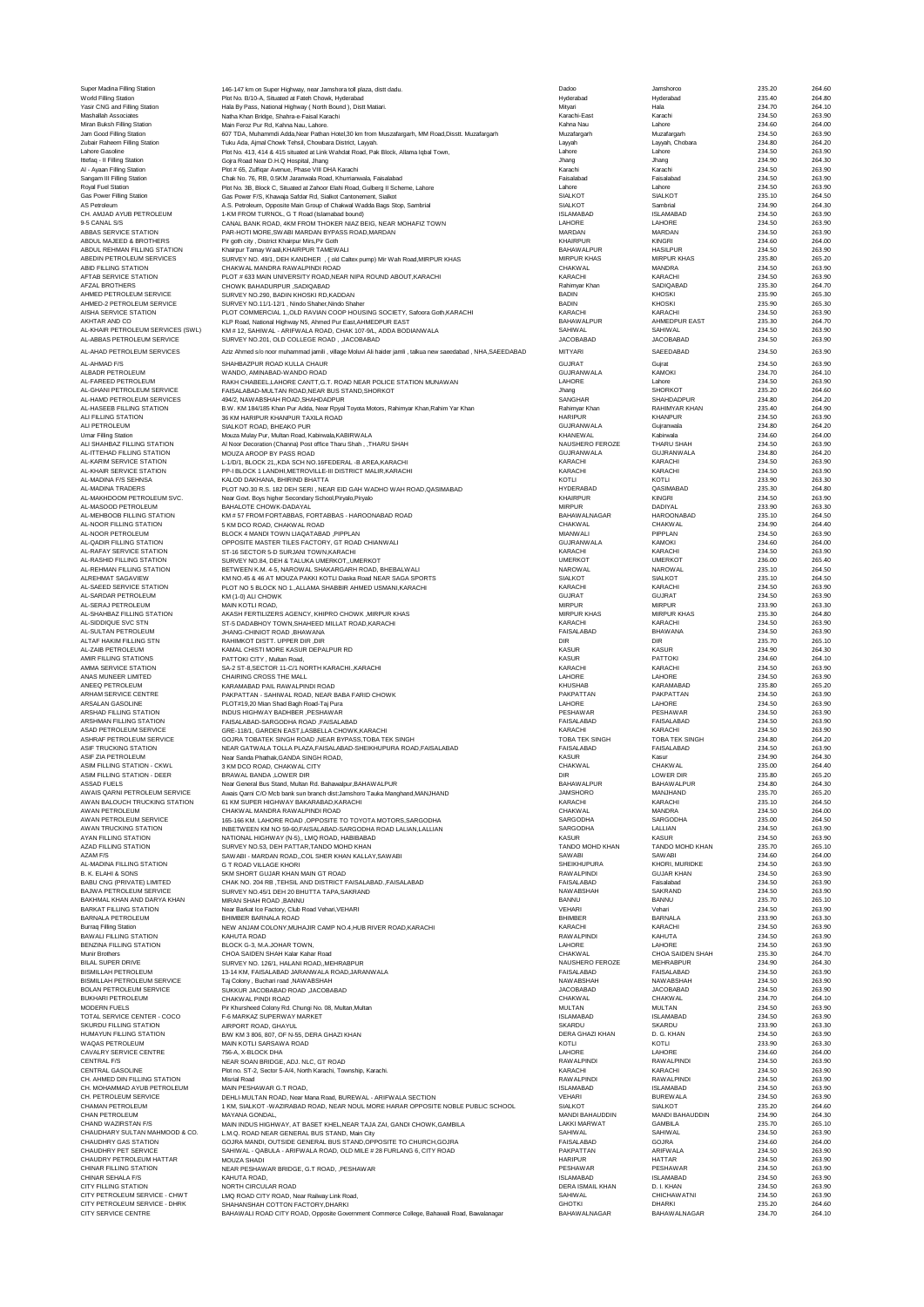| | | | | | |
|---|---|---|---|---|---|
| Super Madina Filling Station | 146-147 km on Super Highway, near Jamshoro toll plaza, distt dadu. | Dadoo | Jamshoro | 235.20 | 264.60 |
| World Filling Station | Plot No. B/10-A, Situated at Fateh Chowk, Hyderabad | Hyderabad | Hyderabad | 235.40 | 264.80 |
| Yasir CNG and Filling Station | Hala By Pass, National Highway ( North Bound ), Distt Matiari. | Mityari | Hala | 234.70 | 264.10 |
| Mashallah Associates | Natha Khan Bridge, Shahra-e-Faisal Karachi | Karachi-East | Karachi | 234.50 | 263.90 |
| Miran Buksh Filling Station | Main Feroz Pur Rd, Kahna Nau, Lahore. | Kahna Nau | Lahore | 234.60 | 264.00 |
| Jam Good Filling Station | 607 TDA, Muhammdi Adda,Near Pathan Hotel,30 km from Muzzafargarh, MM Road,Disstt. Muzzafargarh | Muzafargarh | Muzafargarh | 234.50 | 263.90 |
| Zubair Raheem Filling Station | Tuku Ada, Ajmal Chowk Tehsil, Chowbara District, Layyah. | Layyah | Layyah, Chobara | 234.80 | 264.20 |
| Lahore Gasoline | Plot No. 413, 414 & 415 situated at Link Wahdat Road, Pak Block, Allama Iqbal Town, | Lahore | Lahore | 234.50 | 263.90 |
| Ittefaq - II Filling Station | Gojra Road Near D.H.Q Hospital, Jhang | Jhang | Jhang | 234.90 | 264.30 |
| Al - Ayaan Filling Station | Plot # 65, Zulfiqar Avenue, Phase VIII DHA Karachi | Karachi | Karachi | 234.50 | 263.90 |
| Sangam III Filling Station | Chak No. 76, RB, 0.5KM Jaranwala Road, Khurrianwala, Faisalabad | Faisalabad | Faisalabad | 234.50 | 263.90 |
| Royal Fuel Station | Plot No. 3B, Block C, Situated at Zahoor Elahi Road, Gulberg II Scheme, Lahore | Lahore | Lahore | 234.50 | 263.90 |
| Gas Power Filling Station | Gas Power F/S, Khawaja Safdar Rd, Sialkot Cantonement, Sialkot | SIALKOT | SIALKOT | 235.10 | 264.50 |
| AS Petroleum | A.S. Petroleum, Opposite Main Group of Chakwal Wadda Bags Stop, Sambrial | SIALKOT | Sambrial | 234.90 | 264.30 |
| CH. AMJAD AYUB PETROLEUM | 1-KM FROM TURNOL, G T Road (Islamabad bound) | ISLAMABAD | ISLAMABAD | 234.50 | 263.90 |
| 9-5 CANAL S/S | CANAL BANK ROAD, 4KM FROM THOKER NIAZ BEIG, NEAR MOHAFIZ TOWN | LAHORE | LAHORE | 234.50 | 263.90 |
| ABBAS SERVICE STATION | PAR-HOTI MORE,SWABI MARDAN BYPASS ROAD,MARDAN | MARDAN | MARDAN | 234.50 | 263.90 |
| ABDUL MAJEED & BROTHERS | Pir goth city , District Khairpur Mirs,Pir Goth | KHAIRPUR | KINGRI | 234.60 | 264.00 |
| ABDUL REHMAN FILLING STATION | Khairpur Tamay Waali,KHAIRPUR TAMEWALI | BAHAWALPUR | HASILPUR | 234.50 | 263.90 |
| ABEDIN PETROLEUM SERVICES | SURVEY NO. 49/1, DEH KANDHER , ( old Caltex pump) Mir Wah Road,MIRPUR KHAS | MIRPUR KHAS | MIRPUR KHAS | 235.80 | 265.20 |
| ABID FILLING STATION | CHAKWAL MANDRA RAWALPINDI ROAD | CHAKWAL | MANDRA | 234.50 | 263.90 |
| AFTAB SERVICE STATION | PLOT # 633 MAIN UNIVERSITY ROAD,NEAR NIPA ROUND ABOUT,KARACHI | KARACHI | KARACHI | 234.50 | 263.90 |
| AFZAL BROTHERS | CHOWK BAHADURPUR ,SADIQABAD | Rahimyar Khan | SADIQABAD | 235.30 | 264.70 |
| AHMED PETROLEUM SERVICE | SURVEY NO.290, BADIN KHOSKI RD,KADDAN | BADIN | KHOSKI | 235.90 | 265.30 |
| AHMED-2 PETROLEUM SERVICE | SURVEY NO.11/1-12/1 , Nindo Shaher,Nindo Shaher | BADIN | KHOSKI | 235.90 | 265.30 |
| AISHA SERVICE STATION | PLOT COMMERCIAL 1,,OLD RAVIAN COOP HOUSING SOCIETY, Safoora Goth,KARACHI | KARACHI | KARACHI | 234.50 | 263.90 |
| AKHTAR AND CO | KLP Road, National Highway N5, Ahmed Pur East,AHMEDPUR EAST | BAHAWALPUR | AHMEDPUR EAST | 235.30 | 264.70 |
| AL-KHAIR PETROLEUM SERVICES (SWL) | KM # 12, SAHIWAL - ARIFWALA ROAD, CHAK 107-9/L, ADDA BODIANWALA | SAHIWAL | SAHIWAL | 234.50 | 263.90 |
| AL-ABBAS PETROLEUM SERVICE | SURVEY NO.201, OLD COLLEGE ROAD , JACOBABAD | JACOBABAD | JACOBABAD | 234.50 | 263.90 |
| AL-AHAD PETROLEUM SERVICES | Aziz Ahmed s/o noor muhammad jamili , village Moluvi Ali haider jamili , talkua new saeedabad , NHA,SAEEDABAD | MITYARI | SAEEDABAD | 234.50 | 263.90 |
| AL-AHMAD F/S | SHAHBAZPUR ROAD KULLA CHAUR | GUJRAT | Gujrat | 234.50 | 263.90 |
| ALBADR PETROLEUM | WANDO, AMINABAD-WANDO ROAD | GUJRANWALA | KAMOKI | 234.70 | 264.10 |
| AL-FAREED PETROLEUM | RAKH CHABEEL,LAHORE CANTT,G.T. ROAD NEAR POLICE STATION MUNAWAN | LAHORE | Lahore | 234.50 | 263.90 |
| AL-GHANI PETROLEUM SERVICE | FAISALABAD-MULTAN ROAD,NEAR BUS STAND,SHORKOT | Jhang | SHORKOT | 235.20 | 264.60 |
| AL-HAMD PETROLEUM SERVICES | 494/2, NAWABSHAH ROAD,SHAHDADPUR | SANGHAR | SHAHDADPUR | 234.80 | 264.20 |
| AL-HASEEB FILLING STATION | B.W. KM 184/185 Khan Pur Adda, Near Rpyal Toyota Motors, Rahimyar Khan,Rahim Yar Khan | Rahimyar Khan | RAHIMYAR KHAN | 235.40 | 264.90 |
| ALI FILLING STATION | 36 KM HARIPUR KHANPUR TAXILA ROAD | HARIPUR | KHANPUR | 234.50 | 263.90 |
| ALI PETROLEUM | SIALKOT ROAD, BHEAKO PUR | GUJRANWALA | Gujranwala | 234.80 | 264.20 |
| Umar Filling Station | Mouza Mulay Pur, Multan Road, Kabirwala,KABIRWALA | KHANEWAL | Kabirwala | 234.60 | 264.00 |
| ALI SHAHBAZ FILLING STATION | Al Noor Decoration (Channa) Post office Tharu Shah , ,THARU SHAH | NAUSHERO FEROZE | THARU SHAH | 234.50 | 263.90 |
| AL-ITTEHAD FILLING STATION | MOUZA AROOP BY PASS ROAD | GUJRANWALA | GUJRANWALA | 234.80 | 264.20 |
| AL-KARIM SERVICE STATION | L-1/D/1, BLOCK 21,,KDA SCH NO.16FEDERAL -B AREA,KARACHI | KARACHI | KARACHI | 234.50 | 263.90 |
| AL-KHAIR SERVICE STATION | PP-I BLOCK 1 LANDHI,METROVILLE-III DISTRICT MALIR,KARACHI | KARACHI | KARACHI | 234.50 | 263.90 |
| AL-MADINA F/S SEHNSA | KALOD DAKHANA, BHIRIND BHATTA | KOTLI | KOTLI | 233.90 | 263.30 |
| AL-MADINA TRADERS | PLOT NO.30 R.S. 182 DEH SERI , NEAR EID GAH WADHO WAH ROAD,QASIMABAD | HYDERABAD | QASIMABAD | 235.30 | 264.80 |
| AL-MAKHDOOM PETROLEUM SVC. | Near Govt. Boys higher Secondary School,Piryalo,Piryalo | KHAIRPUR | KINGRI | 234.50 | 263.90 |
| AL-MASOOD PETROLEUM | BAHALOTE CHOWK-DADAYAL | MIRPUR | DADIYAL | 233.90 | 263.30 |
| AL-MEHBOOB FILLING STATION | KM # 57 FROM FORTABBAS, FORTABBAS - HAROONABAD ROAD | BAHAWALNAGAR | HAROONABAD | 235.10 | 264.50 |
| AL-NOOR FILLING STATION | 5 KM DCO ROAD, CHAKWAL ROAD | CHAKWAL | CHAKWAL | 234.90 | 264.40 |
| AL-NOOR PETROLEUM | BLOCK 4 MANDI TOWN LIAQATABAD ,PIPPLAN | MIANWALI | PIPPLAN | 234.50 | 263.90 |
| AL-QADIR FILLING STATION | OPPOSITE MASTER TILES FACTORY, GT ROAD CHIANWALI | GUJRANWALA | KAMOKI | 234.60 | 264.00 |
| AL-RAFAY SERVICE STATION | ST-16 SECTOR 5-D SURJANI TOWN,KARACHI | KARACHI | KARACHI | 234.50 | 263.90 |
| AL-RASHID FILLING STATION | SURVEY NO.84, DEH & TALUKA UMERKOT,,UMERKOT | UMERKOT | UMERKOT | 236.00 | 265.40 |
| AL-REHMAN FILLING STATION | BETWEEN K.M. 4-5, NAROWAL SHAKARGARH ROAD, BHEBALWALI | NAROWAL | NAROWAL | 235.10 | 264.50 |
| ALREHMAT SAGAVIEW | KM NO.45 & 46 AT MOUZA PAKKI KOTLI Daska Road NEAR SAGA SPORTS | SIALKOT | SIALKOT | 235.10 | 264.50 |
| AL-SAEED SERVICE STATION | PLOT NO 5 BLOCK NO 1,,ALLAMA SHABBIR AHMED USMANI,KARACHI | KARACHI | KARACHI | 234.50 | 263.90 |
| AL-SARDAR PETROLEUM | KM (1-0) ALI CHOWK | GUJRAT | GUJRAT | 234.50 | 263.90 |
| AL-SERAJ PETROLEUM | MAIN KOTLI ROAD, | MIRPUR | MIRPUR | 233.90 | 263.30 |
| AL-SHAHBAZ FILLING STATION | AKASH FERTILIZERS AGENCY, KHIPRO CHOWK ,MIRPUR KHAS | MIRPUR KHAS | MIRPUR KHAS | 235.30 | 264.80 |
| AL-SIDDIQUE SVC STN | ST-5 DADABHOY TOWN,SHAHEED MILLAT ROAD,KARACHI | KARACHI | KARACHI | 234.50 | 263.90 |
| AL-SULTAN PETROLEUM | JHANG-CHINIOT ROAD ,BHAWANA | FAISALABAD | BHAWANA | 234.50 | 263.90 |
| ALTAF HAKIM FILLING STN | RAHIMKOT DISTT. UPPER DIR ,DIR | DIR | DIR | 235.70 | 265.10 |
| AL-ZAIB PETROLEUM | KAMAL CHISTI MORE KASUR DEPALPUR RD | KASUR | KASUR | 234.90 | 264.30 |
| AMIR FILLING STATIONS | PATTOKI CITY , Multan Road, | KASUR | PATTOKI | 234.60 | 264.10 |
| AMMA SERVICE STATION | SA-2 ST-8,SECTOR 11-C/1 NORTH KARACHI.,KARACHI | KARACHI | KARACHI | 234.50 | 263.90 |
| ANAS MUNEER LIMITED | CHAIRING CROSS THE MALL | LAHORE | LAHORE | 234.50 | 263.90 |
| ANEEQ PETROLEUM | KARAMABAD PAIL RAWALPINDI ROAD | KHUSHAB | KARAMABAD | 235.80 | 265.20 |
| ARHAM SERVICE CENTRE | PAKPATTAN - SAHIWAL ROAD, NEAR BABA FARID CHOWK | PAKPATTAN | PAKPATTAN | 234.50 | 263.90 |
| ARSALAN GASOLINE | PLOT#19,20 Mian Shad Bagh Road-Taj Pura | LAHORE | LAHORE | 234.50 | 263.90 |
| ARSHAD FILLING STATION | INDUS HIGHWAY BADHBER ,PESHAWAR | PESHAWAR | PESHAWAR | 234.50 | 263.90 |
| ARSHMAN FILLING STATION | FAISALABAD-SARGODHA ROAD ,FAISALABAD | FAISALABAD | FAISALABAD | 234.50 | 263.90 |
| ASAD PETROLEUM SERVICE | GRE-118/1, GARDEN EAST,LASBELLA CHOWK,KARACHI | KARACHI | KARACHI | 234.50 | 263.90 |
| ASHRAF PETROLEUM SERVICE | GOJRA TOBATEK SINGH ROAD ,NEAR BYPASS,TOBA TEK SINGH | TOBA TEK SINGH | TOBA TEK SINGH | 234.80 | 264.20 |
| ASIF TRUCKING STATION | NEAR GATWALA TOLLA PLAZA,FAISALABAD-SHEIKHUPURA ROAD,FAISALABAD | FAISALABAD | FAISALABAD | 234.50 | 263.90 |
| ASIF ZIA PETROLEUM | Near Sanda Phathak,GANDA SINGH ROAD, | KASUR | Kasur | 234.90 | 264.30 |
| ASIM FILLING STATION - CKWL | 3 KM DCO ROAD, CHAKWAL CITY | CHAKWAL | CHAKWAL | 235.00 | 264.40 |
| ASIM FILLING STATION - DEER | BRAWAL BANDA ,LOWER DIR | DIR | LOWER DIR | 235.80 | 265.20 |
| ASSAD FUELS | Near General Bus Stand, Multan Rd. Bahawalpur,BAHAWALPUR | BAHAWALPUR | BAHAWALPUR | 234.80 | 264.30 |
| AWAIS QARNI PETROLEUM SERVICE | Awais Qarni C/O Mcb bank sun branch dist:Jamshoro Tauka Manghand,MANJHAND | JAMSHORO | MANJHAND | 235.70 | 265.20 |
| AWAN BALOUCH TRUCKING STATION | 61 KM SUPER HIGHWAY BAKARABAD,KARACHI | KARACHI | KARACHI | 235.10 | 264.50 |
| AWAN PETROLEUM | CHAKWAL MANDRA RAWALPINDI ROAD | CHAKWAL | MANDRA | 234.50 | 264.00 |
| AWAN PETROLEUM SERVICE | 165-166 KM. LAHORE ROAD ,OPPOSITE TO TOYOTA MOTORS,SARGODHA | SARGODHA | SARGODHA | 235.00 | 264.50 |
| AWAN TRUCKING STATION | INBETWEEN KM NO 59-60,FAISALABAD-SARGODHA ROAD LALIAN,LALLIAN | SARGODHA | LALLIAN | 234.50 | 263.90 |
| AYAN FILLING STATION | NATIONAL HIGHWAY (N-5),, LMQ ROAD, HABIBABAD | KASUR | KASUR | 234.50 | 263.90 |
| AZAD FILLING STATION | SURVEY NO.53, DEH PATTAR,TANDO MOHD KHAN | TANDO MOHD KHAN | TANDO MOHD KHAN | 235.70 | 265.10 |
| AZAM F/S | SAWABI - MARDAN ROAD,,COL SHER KHAN KALLAY,SAWABI | SAWABI | SAWABI | 234.60 | 264.00 |
| AL-MADINA FILLING STATION | G T ROAD VILLAGE KHORI | SHEIKHUPURA | KHORI, MURIDKE | 234.50 | 263.90 |
| B. K. ELAHI & SONS | 5KM SHORT GUJAR KHAN MAIN GT ROAD | RAWALPINDI | GUJAR KHAN | 234.50 | 263.90 |
| BABU CNG (PRIVATE) LIMITED | CHAK NO. 204 RB ,TEHSIL AND DISTRICT FAISALABAD.,FAISALABAD | FAISALABAD | Faisalabad | 234.50 | 263.90 |
| BAJWA PETROLEUM SERVICE | SURVEY NO.45/1 DEH 20 BHUTTA TAPA,SAKRAND | NAWABSHAH | SAKRAND | 234.50 | 263.90 |
| BAKHMAL KHAN AND DARYA KHAN | MIRAN SHAH ROAD ,BANNU | BANNU | BANNU | 235.70 | 265.10 |
| BARKAT FILLING STATION | Near Barkat Ice Factory, Club Road Vehari,VEHARI | VEHARI | Vehari | 234.50 | 263.90 |
| BARNALA PETROLEUM | BHIMBER BARNALA ROAD | BHIMBER | BARNALA | 233.90 | 263.30 |
| Burraq Filling Station | NEW ANJAM COLONY,MUHAJIR CAMP NO.4,HUB RIVER ROAD,KARACHI | KARACHI | KARACHI | 234.50 | 263.90 |
| BAWALI FILLING STATION | KAHUTA ROAD | RAWALPINDI | KAHUTA | 234.50 | 263.90 |
| BENZINA FILLING STATION | BLOCK G-3, M.A.JOHAR TOWN, | LAHORE | LAHORE | 234.50 | 263.90 |
| Munir Brothers | CHOA SAIDEN SHAH Kalar Kahar Road | CHAKWAL | CHOA SAIDEN SHAH | 235.30 | 264.70 |
| BILAL SUPER DRIVE | SURVEY NO. 126/1, HALANI ROAD,,MEHRABPUR | NAUSHERO FEROZE | MEHRABPUR | 234.90 | 264.30 |
| BISMILLAH PETROLEUM | 13-14 KM, FAISALABAD JARANWALA ROAD,JARANWALA | FAISALABAD | FAISALABAD | 234.50 | 263.90 |
| BISMILLAH PETROLEUM SERVICE | Taj Colony , Buchari road ,NAWABSHAH | NAWABSHAH | NAWABSHAH | 234.50 | 263.90 |
| BOLAN PETROLEUM SERVICE | SUKKUR JACOBABAD ROAD ,JACOBABAD | JACOBABAD | JACOBABAD | 234.50 | 263.90 |
| BUKHARI PETROLEUM | CHAKWAL PINDI ROAD | CHAKWAL | CHAKWAL | 234.70 | 264.10 |
| MODERN FUELS | Pir Khursheed Colony Rd. Chungi No. 08, Multan,Multan | MULTAN | MULTAN | 234.50 | 263.90 |
| TOTAL SERVICE CENTER - COCO | F-6 MARKAZ SUPERWAY MARKET | ISLAMABAD | ISLAMABAD | 234.50 | 263.90 |
| SKURDU FILLING STATION | AIRPORT ROAD, GHAYUL | SKARDU | SKARDU | 233.90 | 263.30 |
| HUMAYUN FILLING STATION | B/W KM 3 806, 807, OF N-55, DERA GHAZI KHAN | DERA GHAZI KHAN | D. G. KHAN | 234.50 | 263.90 |
| WAQAS PETROLEUM | MAIN KOTLI SARSAWA ROAD | KOTLI | KOTLI | 233.90 | 263.30 |
| CAVALRY SERVICE CENTRE | 756-A, X-BLOCK DHA | LAHORE | LAHORE | 234.60 | 264.00 |
| CENTRAL F/S | NEAR SOAN BRIDGE, ADJ. NLC, GT ROAD | RAWALPINDI | RAWALPINDI | 234.50 | 263.90 |
| CENTRAL GASOLINE | Plot no. ST-2, Sector 5-A/4, North Karachi, Township, Karachi. | KARACHI | KARACHI | 234.50 | 263.90 |
| CH. AHMED DIN FILLING STATION | Misrial Road | RAWALPINDI | RAWALPINDI | 234.50 | 263.90 |
| CH. MOHAMMAD AYUB PETROLEUM | MAIN PESHAWAR G.T ROAD, | ISLAMABAD | ISLAMABAD | 234.50 | 263.90 |
| CH. PETROLEUM SERVICE | DEHLI-MULTAN ROAD, Near Mana Road, BUREWAL - ARIFWALA SECTION | VEHARI | BUREWALA | 234.50 | 263.90 |
| CHAMAN PETROLEUM | 1 KM, SIALKOT -WAZIRABAD ROAD, NEAR NOUL MORE HARAR OPPOSITE NOBLE PUBLIC SCHOOL | SIALKOT | SIALKOT | 235.20 | 264.60 |
| CHAN PETROLEUM | MAYANA GONDAL, | MANDI BAHAUDDIN | MANDI BAHAUDDIN | 234.90 | 264.30 |
| CHAND WAZIRSTAN F/S | MAIN INDUS HIGHWAY, AT BASET KHEL,NEAR TAJA ZAI, GANDI CHOWK,GAMBILA | LAKKI MARWAT | GAMBILA | 235.70 | 265.10 |
| CHAUDHARY SULTAN MAHMOOD & CO. | L.M.Q. ROAD NEAR GENERAL BUS STAND, Main City | SAHIWAL | SAHIWAL | 234.50 | 263.90 |
| CHAUDHRY GAS STATION | GOJRA MANDI, OUTSIDE GENERAL BUS STAND,OPPOSITE TO CHURCH,GOJRA | FAISALABAD | GOJRA | 234.60 | 264.00 |
| CHAUDHRY PET SERVICE | SAHIWAL - QABULA - ARIFWALA ROAD, OLD MILE # 28 FURLANG 6, CITY ROAD | PAKPATTAN | ARIFWALA | 234.50 | 263.90 |
| CHAUDRY PETROLEUM HATTAR | MOUZA SHADI | HARIPUR | HATTAR | 234.50 | 263.90 |
| CHINAR FILLING STATION | NEAR PESHAWAR BRIDGE, G.T ROAD, ,PESHAWAR | PESHAWAR | PESHAWAR | 234.50 | 263.90 |
| CHINAR SEHALA F/S | KAHUTA ROAD, | ISLAMABAD | ISLAMABAD | 234.50 | 263.90 |
| CITY FILLING STATION | NORTH CIRCULAR ROAD | DERA ISMAIL KHAN | D. I. KHAN | 234.50 | 263.90 |
| CITY PETROLEUM SERVICE - CHWT | LMQ ROAD CITY ROAD, Near Railway Link Road, | SAHIWAL | CHICHAWATNI | 234.50 | 263.90 |
| CITY PETROLEUM SERVICE - DHRK | SHAHANSHAH COTTON FACTORY,DHARKI | GHOTKI | DHARKI | 235.20 | 264.60 |
| CITY SERVICE CENTRE | BAHAWALI ROAD CITY ROAD, Opposite Government Commerce College, Bahawali Road, Bawalanagar | BAHAWALNAGAR | BAHAWALNAGAR | 234.70 | 264.10 |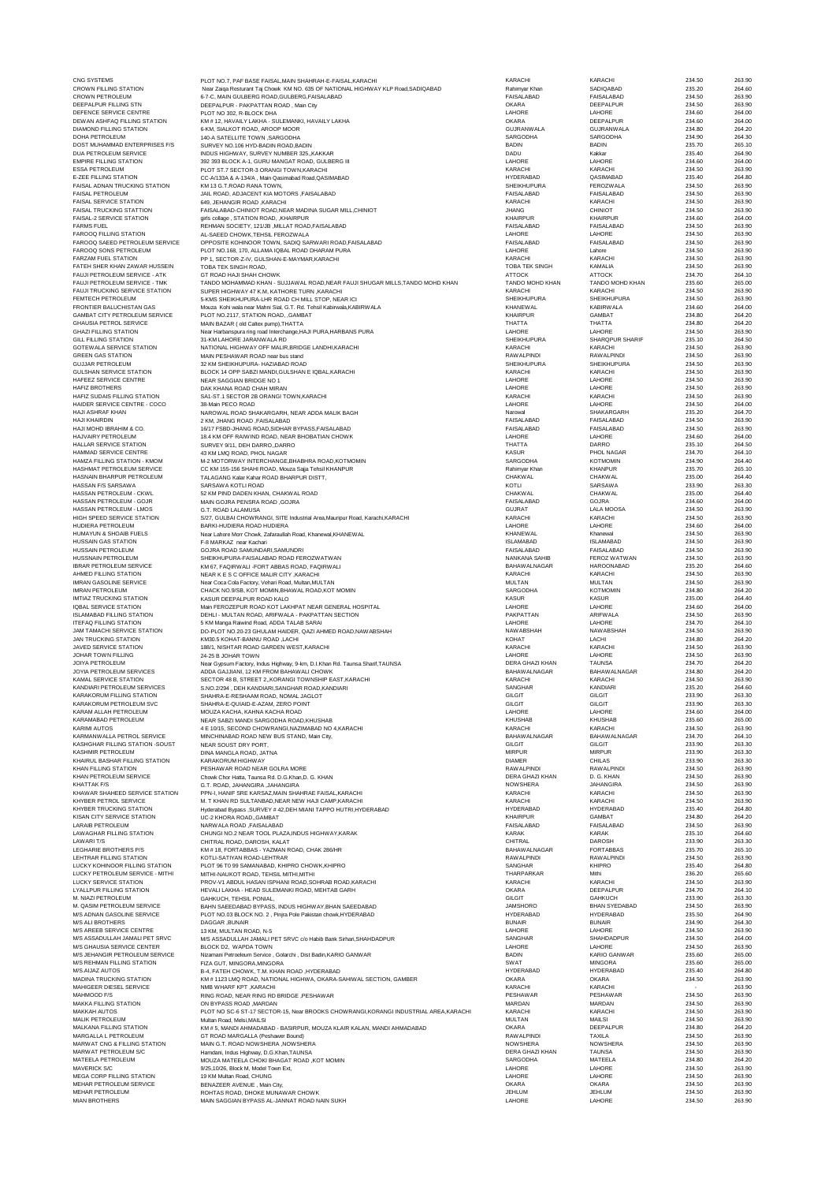| | | | | | |
|---|---|---|---|---|---|
| CNG SYSTEMS | PLOT NO.7, PAF BASE FAISAL,MAIN SHAHRAH-E-FAISAL,KARACHI | KARACHI | KARACHI | 234.50 | 263.90 |
| CROWN FILLING STATION | Near Zaiqa Resturant Taj Chowk KM NO. 635 OF NATIONAL HIGHWAY KLP Road,SADIQABAD | Rahimyar Khan | SADIQABAD | 235.20 | 264.60 |
| CROWN PETROLEUM | 6-7-C, MAIN GULBERG ROAD,GULBERG,FAISALABAD | FAISALABAD | FAISALABAD | 234.50 | 263.90 |
| DEEPALPUR FILLING STN | DEEPALPUR - PAKPATTAN ROAD , Main City | OKARA | DEEPALPUR | 234.50 | 263.90 |
| DEFENCE SERVICE CENTRE | PLOT NO 302, R-BLOCK DHA | LAHORE | LAHORE | 234.60 | 264.00 |
| DEWAN ASHFAQ FILLING STATION | KM # 12, HAVAILY LAKHA - SULEMANKI, HAVAILY LAKHA | OKARA | DEEPALPUR | 234.60 | 264.00 |
| DIAMOND FILLING STATION | 6-KM, SIALKOT ROAD, AROOP MOOR | GUJRANWALA | GUJRANWALA | 234.80 | 264.20 |
| DOHA PETROLEUM | 140-A SATELLITE TOWN ,SARGODHA | SARGODHA | SARGODHA | 234.90 | 264.30 |
| DOST MUHAMMAD ENTERPRISES F/S | SURVEY NO.106 HYD-BADIN ROAD,BADIN | BADIN | BADIN | 235.70 | 265.10 |
| DUA PETROLEUM SERVICE | INDUS HIGHWAY, SURVEY NUMBER 325.,KAKKAR | DADU | Kakkar | 235.40 | 264.90 |
| EMPIRE FILLING STATION | 392 393 BLOCK A-1, GURU MANGAT ROAD, GULBERG III | LAHORE | LAHORE | 234.60 | 264.00 |
| ESSA PETROLEUM | PLOT ST.7 SECTOR-3 ORANGI TOWN,KARACHI | KARACHI | KARACHI | 234.50 | 263.90 |
| E-ZEE FILLING STATION | CC-A/133A & A-134/A , Main Qasimabad Road,QASIMABAD | HYDERABAD | QASIMABAD | 235.40 | 264.80 |
| FAISAL ADNAN TRUCKING STATION | KM 13 G.T.ROAD RANA TOWN, | SHEIKHUPURA | FEROZWALA | 234.50 | 263.90 |
| FAISAL PETROLEUM | JAIL ROAD, ADJACENT KIA MOTORS ,FAISALABAD | FAISALABAD | FAISALABAD | 234.50 | 263.90 |
| FAISAL SERVICE STATION | 649, JEHANGIR ROAD ,KARACHI | KARACHI | KARACHI | 234.50 | 263.90 |
| FAISAL TRUCKING STATTION | FAISALABAD-CHINIOT ROAD,NEAR MADINA SUGAR MILL,CHINIOT | JHANG | CHINIOT | 234.50 | 263.90 |
| FAISAL-2 SERVICE STATION | girls collage , STATION ROAD, ,KHAIRPUR | KHAIRPUR | KHAIRPUR | 234.60 | 264.00 |
| FARMS FUEL | REHMAN SOCIETY, 121/JB ,MILLAT ROAD,FAISALABAD | FAISALABAD | FAISALABAD | 234.50 | 263.90 |
| FAROOQ FILLING STATION | AL-SAEED CHOWK,TEHSIL FEROZWALA | LAHORE | LAHORE | 234.50 | 263.90 |
| FAROOQ SAEED PETROLEUM SERVICE | OPPOSITE KOHINOOR TOWN, SADIQ SARWARI ROAD,FAISALABAD | FAISALABAD | FAISALABAD | 234.50 | 263.90 |
| FAROOQ SONS PETROLEUM | PLOT NO.168, 170, ALLAMA IQBAL ROAD DHARAM PURA | LAHORE | Lahore | 234.50 | 263.90 |
| FARZAM FUEL STATION | PP 1, SECTOR-2-IV, GULSHAN-E-MAYMAR,KARACHI | KARACHI | KARACHI | 234.50 | 263.90 |
| FATEH SHER KHAN ZAWAR HUSSEIN | TOBA TEK SINGH ROAD, | TOBA TEK SINGH | KAMALIA | 234.50 | 263.90 |
| FAUJI PETROLEUM SERVICE - ATK | GT ROAD HAJI SHAH CHOWK | ATTOCK | ATTOCK | 234.70 | 264.10 |
| FAUJI PETROLEUM SERVICE - TMK | TANDO MOHAMMAD KHAN - SUJJAWAL ROAD,NEAR FAUJI SHUGAR MILLS,TANDO MOHD KHAN | TANDO MOHD KHAN | TANDO MOHD KHAN | 235.60 | 265.00 |
| FAUJI TRUCKING SERVICE STATION | SUPER HIGHWAY 47 K.M, KATHORE TURN ,KARACHI | KARACHI | KARACHI | 234.50 | 263.90 |
| FEMTECH PETROLEUM | 5-KMS SHEIKHUPURA-LHR ROAD CH MILL STOP, NEAR ICI | SHEIKHUPURA | SHEIKHUPURA | 234.50 | 263.90 |
| FRONTIER BALUCHISTAN GAS | Mouza Kohi wala near Mahni Sial, G.T. Rd. Tehsil Kabirwala,KABIRWALA | KHANEWAL | KABIRWALA | 234.60 | 264.00 |
| GAMBAT CITY PETROLEUM SERVICE | PLOT NO.2117, STATION ROAD, ,GAMBAT | KHAIRPUR | GAMBAT | 234.80 | 264.20 |
| GHAUSIA PETROL SERVICE | MAIN BAZAR ( old Caltex pump),THATTA | THATTA | THATTA | 234.80 | 264.20 |
| GHAZI FILLING STATION | Near Harbanspura ring road Interchange,HAJI PURA,HARBANS PURA | LAHORE | LAHORE | 234.50 | 263.90 |
| GILL FILLING STATION | 31-KM LAHORE JARANWALA RD | SHEIKHUPURA | SHARQPUR SHARIF | 235.10 | 264.50 |
| GOTEWALA SERVICE STATION | NATIONAL HIGHWAY OFF MALIR,BRIDGE LANDHI,KARACHI | KARACHI | KARACHI | 234.50 | 263.90 |
| GREEN GAS STATION | MAIN PESHAWAR ROAD near bus stand | RAWALPINDI | RAWALPINDI | 234.50 | 263.90 |
| GUJJAR PETROLEUM | 32 KM SHEIKHUPURA- HAZIABAD ROAD | SHEIKHUPURA | SHEIKHUPURA | 234.50 | 263.90 |
| GULSHAN SERVICE STATION | BLOCK 14 OPP SABZI MANDI,GULSHAN E IQBAL,KARACHI | KARACHI | KARACHI | 234.50 | 263.90 |
| HAFEEZ SERVICE CENTRE | NEAR SAGGIAN BRIDGE NO 1 | LAHORE | LAHORE | 234.50 | 263.90 |
| HAFIZ BROTHERS | DAK KHANA ROAD CHAH MIRAN | LAHORE | LAHORE | 234.50 | 263.90 |
| HAFIZ SUDAIS FILLING STATION | SA1-ST.1 SECTOR 2B ORANGI TOWN,KARACHI | KARACHI | KARACHI | 234.50 | 263.90 |
| HAIDER SERVICE CENTRE - COCO | 38-Main PECO ROAD | LAHORE | LAHORE | 234.60 | 264.00 |
| HAJI ASHRAF KHAN | NAROWAL ROAD SHAKARGARH, NEAR ADDA MALIK BAGH | Narowal | SHAKARGARH | 235.20 | 264.70 |
| HAJI KHAIRDIN | 2 KM, JHANG ROAD ,FAISALABAD | FAISALABAD | FAISALABAD | 234.50 | 263.90 |
| HAJI MOHD IBRAHIM & CO. | 16/17 FSBD-JHANG ROAD,SIDHAR BYPASS,FAISALABAD | FAISALABAD | FAISALABAD | 234.50 | 263.90 |
| HAJVAIRY PETROLEUM | 18.4 KM OFF RAIWIND ROAD, NEAR BHOBATIAN CHOWK | LAHORE | LAHORE | 234.60 | 264.00 |
| HALLAR SERVICE STATION | SURVEY 9/11, DEH DARRO,,DARRO | THATTA | DARRO | 235.10 | 264.50 |
| HAMMAD SERVICE CENTRE | 43 KM LMQ ROAD, PHOL NAGAR | KASUR | PHOL NAGAR | 234.70 | 264.10 |
| HAMZA FILLING STATION - KMOM | M-2 MOTORWAY INTERCHANGE,BHABHRA ROAD,KOTMOMIN | SARGODHA | KOTMOMIN | 234.90 | 264.40 |
| HASHMAT PETROLEUM SERVICE | CC KM 155-156 SHAHI ROAD, Mouza Sajja Tehsil KHANPUR | Rahimyar Khan | KHANPUR | 235.70 | 265.10 |
| HASNAIN BHARPUR PETROLEUM | TALAGANG Kalar Kahar ROAD BHARPUR DISTT, | CHAKWAL | CHAKWAL | 235.00 | 264.40 |
| HASSAN F/S SARSAWA | SARSAWA KOTLI ROAD | KOTLI | SARSAWA | 233.90 | 263.30 |
| HASSAN PETROLEUM - CKWL | 52 KM PIND DADEN KHAN, CHAKWAL ROAD | CHAKWAL | CHAKWAL | 235.00 | 264.40 |
| HASSAN PETROLEUM - GOJR | MAIN GOJRA PENSRA ROAD ,GOJRA | FAISALABAD | GOJRA | 234.60 | 264.00 |
| HASSAN PETROLEUM - LMOS | G.T. ROAD LALAMUSA | GUJRAT | LALA MOOSA | 234.50 | 263.90 |
| HIGH SPEED SERVICE STATION | S/27, GULBAI CHOWRANGI, SITE Industrial Area,Mauripur Road, Karachi,KARACHI | KARACHI | KARACHI | 234.50 | 263.90 |
| HUDIERA PETROLEUM | BARKI-HUDIERA ROAD HUDIERA | LAHORE | LAHORE | 234.60 | 264.00 |
| HUMAYUN & SHOAIB FUELS | Near Lahore Morr Chowk, Zafarullah Road, Khanewal,KHANEWAL | KHANEWAL | Khanewal | 234.50 | 263.90 |
| HUSSAIN GAS STATION | F-8 MARKAZ near Kachari | ISLAMABAD | ISLAMABAD | 234.50 | 263.90 |
| HUSSAIN PETROLEUM | GOJRA ROAD SAMUNDARI,SAMUNDRI | FAISALABAD | FAISALABAD | 234.50 | 263.90 |
| HUSSNAIN PETROLEUM | SHEIKHUPURA-FAISALABAD ROAD FEROZWATWAN | NANKANA SAHIB | FEROZ WATWAN | 234.50 | 263.90 |
| IBRAR PETROLEUM SERVICE | KM 67, FAQIRWALI -FORT ABBAS ROAD, FAQIRWALI | BAHAWALNAGAR | HAROONABAD | 235.20 | 264.60 |
| AHMED FILLING STATION | NEAR K E S C OFFICE MALIR CITY ,KARACHI | KARACHI | KARACHI | 234.50 | 263.90 |
| IMRAN GASOLINE SERVICE | Near Coca Cola Factory, Vehari Road, Multan,MULTAN | MULTAN | MULTAN | 234.50 | 263.90 |
| IMRAN PETROLEUM | CHACK NO.9/SB, KOT MOMIN,BHAWAL ROAD,KOT MOMIN | SARGODHA | KOTMOMIN | 234.80 | 264.20 |
| IMTIAZ TRUCKING STATION | KASUR DEEPALPUR ROAD KALO | KASUR | KASUR | 235.00 | 264.40 |
| IQBAL SERVICE STATION | Main FEROZEPUR ROAD KOT LAKHPAT NEAR GENERAL HOSPITAL | LAHORE | LAHORE | 234.60 | 264.00 |
| ISLAMABAD FILLING STATION | DEHLI - MULTAN ROAD, ARIFWALA - PAKPATTAN SECTION | PAKPATTAN | ARIFWALA | 234.50 | 263.90 |
| ITEFAQ FILLING STATION | 5 KM Manga Raiwind Road, ADDA TALAB SARAI | LAHORE | LAHORE | 234.70 | 264.10 |
| JAM TAMACHI SERVICE STATION | DO-PLOT NO.20-23 GHULAM HAIDER, QAZI AHMED ROAD,NAWABSHAH | NAWABSHAH | NAWABSHAH | 234.50 | 263.90 |
| JAN TRUCKING STATION | KM30.5 KOHAT-BANNU ROAD ,LACHI | KOHAT | LACHI | 234.80 | 264.20 |
| JAVED SERVICE STATION | 188/1, NISHTAR ROAD GARDEN WEST,KARACHI | KARACHI | KARACHI | 234.50 | 263.90 |
| JOHAR TOWN FILLING | 24-25 B JOHAR TOWN | LAHORE | LAHORE | 234.50 | 263.90 |
| JOIYA PETROLEUM | Near Gypsum Factory, Indus Highway, 9-km, D.I.Khan Rd. Taunsa Sharif,TAUNSA | DERA GHAZI KHAN | TAUNSA | 234.70 | 264.20 |
| JOYIA PETROLEUM SERVICES | ADDA GAJJIANI, 12 KM FROM BAHAWALI CHOWK | BAHAWALNAGAR | BAHAWALNAGAR | 234.80 | 264.20 |
| KAMAL SERVICE STATION | SECTOR 48 B, STREET 2,,KORANGI TOWNSHIP EAST,KARACHI | KARACHI | KARACHI | 234.50 | 263.90 |
| KANDIARI PETROLEUM SERVICES | S.NO.2/294 , DEH KANDIARI,SANGHAR ROAD,KANDIARI | SANGHAR | KANDIARI | 235.20 | 264.60 |
| KARAKORUM FILLING STATION | SHAHRA-E-RESHAAM ROAD, NOMAL JAGLOT | GILGIT | GILGIT | 233.90 | 263.30 |
| KARAKORUM PETROLEUM SVC | SHAHRA-E-QUIAID-E-AZAM, ZERO POINT | GILGIT | GILGIT | 233.90 | 263.30 |
| KARAM ALLAH PETROLEUM | MOUZA KACHA, KAHNA KACHA ROAD | LAHORE | LAHORE | 234.60 | 264.00 |
| KARAMABAD PETROLEUM | NEAR SABZI MANDI SARGODHA ROAD,KHUSHAB | KHUSHAB | KHUSHAB | 235.60 | 265.00 |
| KARIMI AUTOS | 4 E 10/15, SECOND CHOWRANGI,NAZIMABAD NO 4,KARACHI | KARACHI | KARACHI | 234.50 | 263.90 |
| KARMANWALLA PETROL SERVICE | MINCHINABAD ROAD NEW BUS STAND, Main City, | BAHAWALNAGAR | BAHAWALNAGAR | 234.70 | 264.10 |
| KASHGHAR FILLING STATION -SOUST | NEAR SOUST DRY PORT, | GILGIT | GILGIT | 233.90 | 263.30 |
| KASHMIR PETROLEUM | DINA MANGLA ROAD, JATNA | MIRPUR | MIRPUR | 233.90 | 263.30 |
| KHAIRUL BASHAR FILLING STATION | KARAKORUM HIGHWAY | DIAMER | CHILAS | 233.90 | 263.30 |
| KHAN FILLING STATION | PESHAWAR ROAD NEAR GOLRA MORE | RAWALPINDI | RAWALPINDI | 234.50 | 263.90 |
| KHAN PETROLEUM SERVICE | Chowk Chor Hatta, Taunsa Rd. D.G.Khan,D. G. KHAN | DERA GHAZI KHAN | D. G. KHAN | 234.50 | 263.90 |
| KHATTAK F/S | G.T. ROAD, JAHANGIRA ,JAHANGIRA | NOWSHERA | JAHANGIRA | 234.50 | 263.90 |
| KHAWAR SHAHEED SERVICE STATION | PPN-I, HANIF SRE KARSAZ,MAIN SHAHRAE FAISAL,KARACHI | KARACHI | KARACHI | 234.50 | 263.90 |
| KHYBER PETROL SERVICE | M. T KHAN RD SULTANBAD,NEAR NEW HAJI CAMP,KARACHI | KARACHI | KARACHI | 234.50 | 263.90 |
| KHYBER TRUCKING STATION | Hyderabad Bypass ,SURVEY # 42,DEH MIANI TAPPO HUTRI,HYDERABAD | HYDERABAD | HYDERABAD | 235.40 | 264.80 |
| KISAN CITY SERVICE STATION | UC-2 KHORA ROAD,,GAMBAT | KHAIRPUR | GAMBAT | 234.80 | 264.20 |
| LARAIB PETROLEUM | NARWALA ROAD ,FAISALABAD | FAISALABAD | FAISALABAD | 234.50 | 263.90 |
| LAWAGHAR FILLING STATION | CHUNGI NO.2 NEAR TOOL PLAZA,INDUS HIGHWAY,KARAK | KARAK | KARAK | 235.10 | 264.60 |
| LAWARI T/S | CHITRAL ROAD, DAROSH, KALAT | CHITRAL | DAROSH | 233.90 | 263.30 |
| LEGHARIE BROTHERS P/S | KM # 18, FORTABBAS - YAZMAN ROAD, CHAK 286/HR | BAHAWALNAGAR | FORTABBAS | 235.70 | 265.10 |
| LEHTRAR FILLING STATION | KOTLI-SATIYAN ROAD-LEHTRAR | RAWALPINDI | RAWALPINDI | 234.50 | 263.90 |
| LUCKY KOHINOOR FILLING STATION | PLOT 96 TO 99 SAMANABAD, KHIPRO CHOWK,KHIPRO | SANGHAR | KHIPRO | 235.40 | 264.80 |
| LUCKY PETROLEUM SERVICE - MITHI | MITHI-NAUKOT ROAD, TEHSIL MITHI,MITHI | THARPARKAR | Mithi | 236.20 | 265.60 |
| LUCKY SERVICE STATION | PROV-V1 ABDUL HASAN ISPHANI ROAD,SOHRAB ROAD,KARACHI | KARACHI | KARACHI | 234.50 | 263.90 |
| LYALLPUR FILLING STATION | HEVALI LAKHA - HEAD SULEMANKI ROAD, MEHTAB GARH | OKARA | DEEPALPUR | 234.70 | 264.10 |
| M. NIAZI PETROLEUM | GAHKUCH, TEHSIL PONIAL, | GILGIT | GAHKUCH | 233.90 | 263.30 |
| M. QASIM PETROLEUM SERVICE | BAHN SAEEDABAD BYPASS, INDUS HIGHWAY,BHAN SAEEDABAD | JAMSHORO | BHAN SYEDABAD | 234.50 | 263.90 |
| M/S ADNAN GASOLINE SERVICE | PLOT NO.03 BLOCK NO. 2 , Pinjra Pole Pakistan chowk,HYDERABAD | HYDERABAD | HYDERABAD | 235.50 | 264.90 |
| M/S ALI BROTHERS | DAGGAR ,BUNAIR | BUNAIR | BUNAIR | 234.90 | 264.30 |
| M/S AREEB SERVICE CENTRE | 13 KM, MULTAN ROAD, N-5 | LAHORE | LAHORE | 234.50 | 263.90 |
| M/S ASSADULLAH JAMALI PET SRVC | M/S ASSADULLAH JAMALI PET SRVC c/o Habib Bank Sirhari,SHAHDADPUR | SANGHAR | SHAHDADPUR | 234.50 | 264.00 |
| M/S GHAUSIA SERVICE CENTER | BLOCK D2, WAPDA TOWN | LAHORE | LAHORE | 234.50 | 263.90 |
| M/S JEHANGIR PETROLEUM SERVICE | Nizamani Petroeleum Service , Golarchi , Dist Badin,KARIO GANWAR | BADIN | KARIO GANWAR | 235.60 | 265.00 |
| M/S REHMAN FILLING STATION | FIZA GUT, MINGORA,MINGORA | SWAT | MINGORA | 235.60 | 265.00 |
| M/S.AIJAZ AUTOS | B-4, FATEH CHOWK, T.M. KHAN ROAD ,HYDERABAD | HYDERABAD | HYDERABAD | 235.40 | 264.80 |
| MADINA TRUCKING STATION | KM # 1123 LMQ ROAD, NATIONAL HIGHWA, OKARA-SAHIWAL SECTION, GAMBER | OKARA | OKARA | 234.50 | 263.90 |
| MAHIGEER DIESEL SERVICE | NMB WHARF KPT ,KARACHI | KARACHI | KARACHI | - | 263.90 |
| MAHMOOD F/S | RING ROAD, NEAR RING RD BRIDGE ,PESHAWAR | PESHAWAR | PESHAWAR | 234.50 | 263.90 |
| MAKKA FILLING STATION | ON BYPASS ROAD ,MARDAN | MARDAN | MARDAN | 234.50 | 263.90 |
| MAKKAH AUTOS | PLOT NO SC-6 ST-17 SECTOR-15, Near BROOKS CHOWRANGI,KORANGI INDUSTRIAL AREA,KARACHI | KARACHI | KARACHI | 234.50 | 263.90 |
| MALIK PETROLEUM | Multan Road, Melsi,MAILSI | MULTAN | MAILSI | 234.50 | 263.90 |
| MALKANA FILLING STATION | KM # 5, MANDI AHMADABAD - BASIRPUR, MOUZA KLAIR KALAN, MANDI AHMADABAD | OKARA | DEEPALPUR | 234.80 | 264.20 |
| MARGALLA L PETROLEUM | GT ROAD MARGALLA (Peshawer Bound) | RAWALPINDI | TAXILA | 234.50 | 263.90 |
| MARWAT CNG & FILLING STATION | MAIN G.T. ROAD NOWSHERA ,NOWSHERA | NOWSHERA | NOWSHERA | 234.50 | 263.90 |
| MARWAT PETROLEUM S/C | Hamdani, Indus Highway, D.G.Khan,TAUNSA | DERA GHAZI KHAN | TAUNSA | 234.50 | 263.90 |
| MATEELA PETROLEUM | MOUZA MATEELA CHOKI BHAGAT ROAD ,KOT MOMIN | SARGODHA | MATEELA | 234.80 | 264.20 |
| MAVERICK S/C | 9/25,10/26, Block M, Model Town Ext, | LAHORE | LAHORE | 234.50 | 263.90 |
| MEGA CORP FILLING STATION | 19 KM Multan Road, CHUNG | LAHORE | LAHORE | 234.50 | 263.90 |
| MEHAR PETROLEUM SERVICE | BENAZEER AVENUE , Main City, | OKARA | OKARA | 234.50 | 263.90 |
| MEHAR PETROLEUM | ROHTAS ROAD, DHOKE MUNAWAR CHOWK | JEHLUM | JEHLUM | 234.50 | 263.90 |
| MIAN BROTHERS | MAIN SAGGIAN BYPASS AL-JANNAT ROAD NAIN SUKH | LAHORE | LAHORE | 234.50 | 263.90 |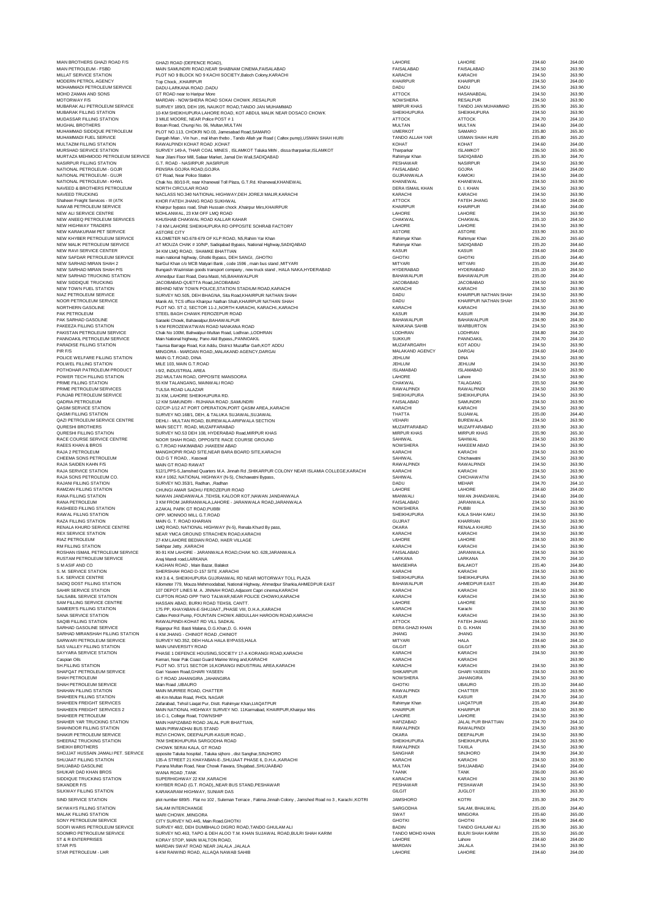| | | | | | |
|---|---|---|---|---|---|
| MIAN BROTHERS GHAZI ROAD F/S | GHAZI ROAD (DEFENCE ROAD), | LAHORE | LAHORE | 234.60 | 264.00 |
| MIAN PETROLEUM - FSBD | MAIN SAMUNDRI ROAD,NEAR SHABNAM CINEMA,FAISALABAD | FAISALABAD | FAISALABAD | 234.50 | 263.90 |
| MILLAT SERVICE STATION | PLOT NO 9 BLOCK NO 9 KACHI SOCIETY,Baloch Colony,KARACHI | KARACHI | KARACHI | 234.50 | 263.90 |
| MODERN PETROL AGENCY | Top Chock, ,KHAIRPUR | KHAIRPUR | KHAIRPUR | 234.50 | 264.00 |
| MOHAMMADI PETROLEUM SERVICE | DADU-LARKANA ROAD ,DADU | DADU | DADU | 234.50 | 263.90 |
| MOHD ZAMAN AND SONS | GT ROAD near to Haripur More | ATTOCK | HASANABDAL | 234.50 | 263.90 |
| MOTORWAY F/S | MARDAN - NOWSHERA ROAD SOKAI CHOWK ,RESALPUR | NOWSHERA | RESALPUR | 234.50 | 263.90 |
| MUBARAK ALI PETROLEUM SERVICE | SURVEY 189/3, DEH 195, NAUKOT ROAD,TANDO JAN MUHAMMAD | MIRPUR KHAS | TANDO JAN MUHAMMAD | 235.90 | 265.30 |
| MUBARAK FILLING STATION | 10-KM SHEIKHUPURA LAHORE ROAD, KOT ABDUL MALIK NEAR DOSACO CHOWK | SHEIKHUPURA | SHEIKHUPURA | 234.50 | 263.90 |
| MUDASSAR FILLING STATION | 3 MILE MOORE, NEAR Police POST # 1 | ATTOCK | ATTOCK | 234.70 | 264.10 |
| MUGHAL BROTHERS | Bosan Road, Chungi No. 06, Multan,MULTAN | MULTAN | MULTAN | 234.60 | 264.00 |
| MUHAMMAD SIDDIQUE PETROLEUM | PLOT NO.113, CHOKRI NO.03, Jamesabad Road,SAMARO | UMERKOT | SAMARO | 235.80 | 265.30 |
| MUHAMMADI FUEL SERVICE | Dargah Mian , Vin hun , mal khan thebo , Tando Allah yar Road ( Caltex pump),USMAN SHAH HURI | TANDO ALLAH YAR | USMAN SHAH HURI | 235.80 | 265.20 |
| MULTAZIM FILLING STATION | RAWALPINDI KOHAT ROAD ,KOHAT | KOHAT | KOHAT | 234.60 | 264.00 |
| MURSHAD SERVICE STATION | SURVEY 149-A, THAR COAL MINES , ISLAMKOT Taluka Mithi , dissa tharparkar,ISLAMKOT | Tharparkar | ISLAMKOT | 236.50 | 265.90 |
| MURTAZA MEHMOOD PETROLEUM SERVICE | Near Jilani Floor Mill, Salaar Market, Jamal Din Wali,SADIQABAD | Rahimyar Khan | SADIQABAD | 235.30 | 264.70 |
| NASIRPUR FILLING STATION | G.T. ROAD - NASIRPUR ,NASIRPUR | PESHAWAR | NASIRPUR | 234.50 | 263.90 |
| NATIONAL PETROLEUM - GOJR | PENSRA GOJRA ROAD,GOJRA | FAISALABAD | GOJRA | 234.60 | 264.00 |
| NATIONAL PETROLEUM - GUJR | GT Road, Near Police Station | GUJRANWALA | KAMOKI | 234.50 | 264.00 |
| NATIONAL PETROLEUM - KHWL | Chak No. 80/10-R, near Khanewal Toll Plaza, G.T.Rd. Khanewal,KHANEWAL | KHANEWAL | KHANEWAL | 234.50 | 263.90 |
| NAVEED & BROTHERS PETROLEUM | NORTH CIRCULAR ROAD | DERA ISMAIL KHAN | D. I. KHAN | 234.50 | 263.90 |
| NAVEED TRUCKING | NACLASS NO.340 NATIONAL HIGHWAY,DEH JOREJI MALIR,KARACHI | KARACHI | KARACHI | 234.50 | 263.90 |
| Shaheen Freight Services - III (ATK | KHOR FATEH JHANG ROAD SUKHWAL | ATTOCK | FATEH JHANG | 234.50 | 264.00 |
| NAWAB PETROLEUM SERVICE | Khairpur bypass road, Shah Hussain chock ,Khairpur Mirs,KHAIRPUR | KHAIRPUR | KHAIRPUR | 234.60 | 264.00 |
| NEW ALI SERVICE CENTRE | MOHLANWAL, 23 KM OFF LMQ ROAD | LAHORE | LAHORE | 234.50 | 263.90 |
| NEW ANEEQ PETROLEUM SERVICES | KHUSHAB CHAKWAL ROAD KALLAR KAHAR | CHAKWAL | CHAKWAL | 235.10 | 264.50 |
| NEW HIGHWAY TRADERS | 7-8 KM LAHORE SHEIKHUPURA RD OPPOSITE SOHRAB FACTORY | LAHORE | LAHORE | 234.50 | 263.90 |
| NEW KARAKURAM PET SERVICE | ASTORE CITY | ASTORE | ASTORE | 233.90 | 263.30 |
| NEW KHYBER PETROLEUM SERVICE | KILOMETER NO.678-679 OF KLP ROAD, N5,Rahim Yar Khan | Rahimyar Khan | Rahimyar Khan | 236.20 | 265.60 |
| NEW MALIK PETROLEUM SERVICE | AT MOUZA CHAK # 10/NP, Sadiqabad Bypass, National Highway,SADIQABAD | Rahimyar Khan | SADIQABAD | 235.20 | 264.60 |
| NEW RAVI SERVICE CENTER | 34 KM LMQ ROAD, SHAMKE BHATTIAN | KASUR | KASUR | 234.60 | 264.00 |
| NEW SAFDAR PETROLEUM SERVICE | main national highway, Ghotki Bypass, DEH SANGI, ,GHOTKI | GHOTKI | GHOTKI | 235.00 | 264.40 |
| NEW SARHAD MIRAN SHAH 2 | NarGul Khan c/o MCB Matyari Bank , code 1596 , main bus stand ,MITYARI | MITYARI | MITYARI | 235.00 | 264.40 |
| NEW SARHAD MIRAN SHAH P/S | Bungash Waziristan goods transport company , new truck stand , HALA NAKA,HYDERABAD | HYDERABAD | HYDERABAD | 235.10 | 264.50 |
| NEW SARHAD TRUCKING STATION | Ahmedpur East Road, Dera Masti, N5,BAHAWALPUR | BAHAWALPUR | BAHAWALPUR | 235.00 | 264.40 |
| NEW SIDDIQUE TRUCKING | JACOBABAD-QUETTA Road,JACOBABAD | JACOBABAD | JACOBABAD | 234.50 | 263.90 |
| NEW TOWN FUEL STATION | BEHIND NEW TOWN POLICE,STATION STADIUM ROAD,KARACHI | KARACHI | KARACHI | 234.50 | 263.90 |
| NIAZ PETROLEUM SERVICE | SURVEY NO.505, DEH BHAGNA, Sita Road,KHAIRPUR NATHAN SHAH | DADU | KHAIRPUR NATHAN SHAH | 234.50 | 263.90 |
| NOOR PETROLEUM SERVICE | Manik Ali, TCS office Khairpur Nathan Shah,KHAIRPUR NATHAN SHAH | DADU | KHAIRPUR NATHAN SHAH | 234.50 | 263.90 |
| NORTHERN GASOLINE | PLOT NO. ST-2, SECTOR 11-J,,NORTH KARACHI, KARACHI,,KARACHI | KARACHI | KARACHI | 234.50 | 263.90 |
| PAK PETROLEUM | STEEL BAGH CHAWK FEROZEPUR ROAD | KASUR | KASUR | 234.90 | 264.30 |
| PAK SARHAD GASOLINE | Saraeki Chowk, Bahawalpur,BAHAWALPUR | BAHAWALPUR | BAHAWALPUR | 234.90 | 264.30 |
| PAKEEZA FILLING STATION | 5 KM FEROZEWATWAN ROAD NANKANA ROAD | NANKANA SAHIB | WARBURTON | 234.50 | 263.90 |
| PAKISTAN PETROLEUM SERVICE | Chak No 100M, Bahwalpur-Multan Road, Lodhran.,LODHRAN | LODHRAN | LODHRAN | 234.80 | 264.20 |
| PANNOAKIL PETROLEUM SERVICE | Main National highway, Pano Akil Bypass,,PANNOAKIL | SUKKUR | PANNOAKIL | 234.70 | 264.10 |
| PARADISE FILLING STATION | Taunsa Barrage Road, Kot Addu, District Muzaffar Garh,KOT ADDU | MUZAFARGARH | KOT ADDU | 234.50 | 263.90 |
| PIR F/S | MINGORA - MARDAN ROAD,,MALAKAND AGENCY,DARGAI | MALAKAND AGENCY | DARGAI | 234.60 | 264.00 |
| POLICE WELFARE FILLING STATION | MAIN G.T.ROAD, DINA | JEHLUM | DINA | 234.50 | 263.90 |
| POLWEL FILLING STATION | MILE 103, MAIN G.T.ROAD | JEHLUM | JEHLUM | 234.50 | 263.90 |
| POTHOHAR PATROLEUM PRODUCT | I-9/2, INDUSTRIAL AREA | ISLAMABAD | ISLAMABAD | 234.50 | 263.90 |
| POWER TECH FILLING STATION | 252-MULTAN ROAD, OPPOSITE MANSOORA | LAHORE | Lahore | 234.50 | 263.90 |
| PRIME FILLING STATION | 55 KM TALANGANG, MAINWALI ROAD | CHAKWAL | TALAGANG | 235.50 | 264.90 |
| PRIME PETROLEUM SERVICES | TULSA ROAD LALAZAR | RAWALPINDI | RAWALPINDI | 234.50 | 263.90 |
| PUNJAB PETROLEUM SERVICE | 31 KM, LAHORE SHEIKHUPURA RD. | SHEIKHUPURA | SHEIKHUPURA | 234.50 | 263.90 |
| QADRIA PETROLEUM | 12 KM SAMUNDRI - RUHANA ROAD ,SAMUNDRI | FAISALABAD | SAMUNDRI | 234.50 | 263.90 |
| QASIM SERVICE STATION | OZ/CP-1/12 AT PORT OPERATION,PORT QASIM AREA,,KARACHI | KARACHI | KARACHI | 234.50 | 263.90 |
| QASMI FILLING STATION | SURVEY NO.168/1, DEH, & TALUKA SUJAWAL,SUJAWAL | THATTA | SUJAWAL | 235.00 | 264.40 |
| QAZI PETROLEUM SERVICE CENTRE | DEHLI - MULTAN ROAD, BUREWALA-ARIFWALA SECTION | VEHARI | BUREWALA | 234.50 | 263.90 |
| QURESHI BROTHERS | MAIN SECTT. ROAD, MUZAFFARABAD | MUZAFFARABAD | MUZAFFARABAD | 233.90 | 263.30 |
| QURESHI FILLING STATION | SURVEY NO.53 DEH 108, HYDERABAD Road,MIRPUR KHAS | MIRPUR KHAS | MIRPUR KHAS | 235.90 | 265.30 |
| RACE COURSE SERVICE CENTRE | NOOR SHAH ROAD, OPPOSITE RACE COURSE GROUND | SAHIWAL | SAHIWAL | 234.50 | 263.90 |
| RAEES KHAN & BROS | G.T.ROAD HAKIMABAD ,HAKEEM ABAD | NOWSHERA | HAKEEM ABAD | 234.50 | 263.90 |
| RAJA 2 PETROLEUM | MANGHOPIR ROAD SITE,NEAR BARA BOARD SITE,KARACHI | KARACHI | KARACHI | 234.50 | 263.90 |
| CHEEMA SONS PETROLEUM | OLD G T ROAD, , Kasowal | SAHIWAL | Chichawatni | 234.50 | 263.90 |
| RAJA SAIDEN KAHN F/S | MAIN GT ROAD RAWAT | RAWALPINDI | RAWALPINDI | 234.50 | 263.90 |
| RAJA SERVICE STATION | 512/1,PPS-5,Jamshed Quarters M.A. Jinnah Rd.,SHIKARPUR COLONY NEAR ISLAMIA COLLEGE,KARACHI | KARACHI | KARACHI | 234.50 | 263.90 |
| RAJA SONS PETROLEUM CO. | KM # 1062, NATIONAL HIGHWAY (N-5), Chichawatni Bypass, | SAHIWAL | CHICHAWATNI | 234.50 | 263.90 |
| RAJANI FILLING STATION | SURVEY NO.353/1, Radhan, ,Radhan | DADU | MEHAR | 234.70 | 264.10 |
| RAMZAN FILLING STATION | CHUNGI AMAR SADHU FEROZEPUR ROAD | LAHORE | LAHORE | 234.60 | 264.00 |
| RANA FILLING STATION | NAWAN JANDANWALA ,TEHSIL KALOOR KOT,NAWAN JANDANWALA | MIANWALI | NWAN JHANDAWAL | 234.60 | 264.00 |
| RANA PETROLEUM | 3 KM FROM JARRANWALA,LAHORE - JARANWALA ROAD,JARANWALA | FAISALABAD | JARANWALA | 234.50 | 263.90 |
| RASHEED FILLING STATION | AZAKAL PARK GT ROAD,PUBBI | NOWSHERA | PUBBI | 234.50 | 263.90 |
| RAWAL FILLNG STATION | OPP. MONNOO MILL G.T.ROAD | SHEIKHUPURA | KALA SHAH KAKU | 234.50 | 263.90 |
| RAZA FILLING STATION | MAIN G. T. ROAD KHARIAN | GUJRAT | KHARRIAN | 234.50 | 263.90 |
| RENALA KHURD SERVICE CENTRE | LMQ ROAD, NATIONAL HIGHWAY (N-5), Renala Khurd By pass, | OKARA | RENALA KHURD | 234.50 | 263.90 |
| REX SERVICE STATION | NEAR YMCA GROUND STRACHEN ROAD,KARACHI | KARACHI | KARACHI | 234.50 | 263.90 |
| RIAZ PETROLEUM | 27-KM LAHORE BEDIAN ROAD, HAER VILLAGE | LAHORE | LAHORE | 234.50 | 263.90 |
| RM FILLING STATION | Sekhpar Jetty. .KARACHI | KARACHI | KARACHI | 234.50 | 263.90 |
| ROSHAN ISMAIL PETROLEUM SERVICE | 90-91 KM LAHORE - JARANWALA ROAD,CHAK NO. 628,JARANWALA | FAISALABAD | JARANWALA | 234.50 | 263.90 |
| RUSTAM PETROLEUM SERVICE | Anaj Mandi road,LARKANA | LARKANA | LARKANA | 234.70 | 264.10 |
| S M ASIF AND CO | KAGHAN ROAD , Main Bazar , Balakot | MANSEHRA | BALAKOT | 235.40 | 264.80 |
| S. M. SERVICE STATION | SHERSHAH ROAD D-157 SITE ,KARACHI | KARACHI | KARACHI | 234.50 | 263.90 |
| S.K. SERVICE CENTRE | KM 3 & 4, SHEIKHUPURA GUJRANWAL RD NEAR MOTORWAY TOLL PLAZA | SHEIKHUPURA | SHEIKHUPURA | 234.50 | 263.90 |
| SADIQ DOST FILLING STATION | Kilometer 779, Mouza Mehmoodabad, National Highway, Ahmedpur Sharkia,AHMEDPUR EAST | BAHAWALPUR | AHMEDPUR EAST | 235.40 | 264.80 |
| SAHIR SERVICE STATION | 107 DEPOT LINES M. A. JINNAH ROAD,Adjacent Capri cinema,KARACHI | KARACHI | KARACHI | 234.50 | 263.90 |
| SALSABIL SERVICE STATION | CLIFTON ROAD OPP TWO TALWAR,NEAR POLICE CHOWKI,KARACHI | KARACHI | KARACHI | 234.50 | 263.90 |
| SAM FILLING SERVICE CENTRE | HASSAN ABAD, BURKI ROAD TEHSIL CANTT. | LAHORE | LAHORE | 234.50 | 263.90 |
| SAMEER'S FILLING STATION | 175 PP, KHAYABAN-E-SHUJAAT,,PHASE VIII, D.H.A.,KARACHI | KARACHI | Karachi | 234.50 | 263.90 |
| SANA SERVICE STATION | Caltex Petrol Pump, FOUNTAIN CHOWK ABDULLAH HAROON ROAD,KARACHI | KARACHI | KARACHI | 234.50 | 263.90 |
| SAQIB FILLING STATION | RAWALPINDI-KOHAT RD VILL SADKAL | ATTOCK | FATEH JHANG | 234.50 | 263.90 |
| SARHAD GASOLINE SERVICE | Rajanpur Rd. Basti Malana, D.G.Khan,D. G. KHAN | DERA GHAZI KHAN | D. G. KHAN | 234.50 | 263.90 |
| SARHAD MIRANSHAH FILLING STATION | 6 KM JHANG - CHINIOT ROAD ,CHINIOT | JHANG | JHANG | 234.50 | 263.90 |
| SARWARI PETROLEUM SERVICE | SURVEY NO.352, DEH HALA HALA BYPASS,HALA | MITYARI | HALA | 234.60 | 264.10 |
| SAS VALLEY FILLING STATION | MAIN UNIVERSITY ROAD | GILGIT | GILGIT | 233.90 | 263.30 |
| SAYYARA SERVICE STATION | PHASE 1 DEFENCE HOUSING,SOCIETY 17-A KORANGI ROAD,KARACHI | KARACHI | KARACHI | 234.50 | 263.90 |
| Caspian Oils | Kemari, Near Pak Coast Guard Marine Wing and,KARACHI | KARACHI | KARACHI | | 263.90 |
| SH.FILLING STATION | PLOT NO. ST1/1 SECTOR 16,KORANGI INDUSTRIAL AREA,KARACHI | KARACHI | KARACHI | 234.50 | 263.90 |
| SHAFQAT PETROLEUM SERVICE | Gari Yaseen Road,GHARI YASEEN | SHIKARPUR | GHARI YASEEN | 234.50 | 263.90 |
| SHAH PETROLEUM | G-T ROAD JAHANGIRA ,JAHANGIRA | NOWSHERA | JAHANGIRA | 234.50 | 263.90 |
| SHAH PETROLEUM SERVICE | Main Road ,UBAURO | GHOTKI | UBAURO | 235.10 | 264.60 |
| SHAHAN FILLING STATION | MAIN MURREE ROAD, CHATTER | RAWALPINDI | CHATTER | 234.50 | 263.90 |
| SHAHEEN FILLING STATION | 48-Km Multan Road, PHOL NAGAR | KASUR | KASUR | 234.70 | 264.10 |
| SHAHEEN FREIGHT SERVICES | Zafarabad, Tehsil Liaqat Pur, Distt. Rahimyar Khan,LIAQATPUR | Rahimyar Khan | LIAQATPUR | 235.40 | 264.80 |
| SHAHEEN FREIGHT SERVICES 2 | MAIN NATIONAL HIGHWAY SURVEY NO. 11Karmabad, KHAIRPUR,Khairpur Mirs | KHAIRPUR | KHAIRPUR | 234.50 | 263.90 |
| SHAHEER PETROLEUM | 16-C-1, College Road, TOWNSHIP | LAHORE | LAHORE | 234.50 | 263.90 |
| SHAHER YAR TRUCKING STATION | MAIN HAFIZABAD ROAD JALAL PUR BHATTIAN, | HAFIZABAD | JALAL PUR BHATTIAN | 234.70 | 264.10 |
| SHAHNOOR FILLING STATION | MAIN PIRWADHAI BUS STAND | RAWALPINDI | RAWALPINDI | 234.50 | 263.90 |
| SHAKIR PETROLEUM SERVICE | RIZVI CHOWK, DEEPALPUR-KASUR ROAD , | OKARA | DEEPALPUR | 234.50 | 263.90 |
| SHEERAZ TRUCKING STATION | 7KM SHEIKHUPURA SARGODHA ROAD | SHEIKHUPURA | SHEIKHUPURA | 234.50 | 263.90 |
| SHEIKH BROTHERS | CHOWK SERAI KALA, GT ROAD | RAWALPINDI | TAXILA | 234.50 | 263.90 |
| SHOJJAT HUSSAIN JAMALI PET. SERVICE | opposite Taluka hospital , Taluka sijhoro , dist Sanghar,SINJHORO | SANGHAR | SINJHORO | 234.90 | 264.30 |
| SHUJAAT FILLING STATION | 135-A STREET 21 KHAYABAN-E-,SHUJAAT PHASE 6, D.H.A.,KARACHI | KARACHI | KARACHI | 234.50 | 263.90 |
| SHUJABAD GASOLINE | Purana Multan Road, Near Chowk Fawara, Shujabad.,SHUJABAD | MULTAN | SHUJAABAD | 234.60 | 264.00 |
| SHUKAR DAD KHAN BROS | WANA ROAD ,TANK | TAANK | TANK | 236.00 | 265.40 |
| SIDDIQUE TRUCKING STATION | SUPERHIGHWAY 22 KM ,KARACHI | KARACHI | KARACHI | 234.50 | 263.90 |
| SIKANDER F/S | KHYBER ROAD (G.T. ROAD),,NEAR BUS STAND,PESHAWAR | PESHAWAR | PESHAWAR | 234.50 | 263.90 |
| SILKWAY FILLING STATION | KARAKARAM HIGHWAY, SUNIAR DAS | GILGIT | JUGLOT | 233.90 | 263.30 |
| SIND SERVICE STATION | plot number 689/5 . Flat no 102 , Suleman Terrace , Fatima Jinnah Colony , Jamshed Road no 3 , Karachi ,KOTRI | JAMSHORO | KOTRI | 235.30 | 264.70 |
| SKYWAYS FILLING STATION | SALAM INTERCHANGE | SARGODHA | SALAM, BHALWAL | 235.00 | 264.40 |
| MALAK FILLING STATION | MARI CHOWK ,MINGORA | SWAT | MINGORA | 235.60 | 265.00 |
| SONY PETROLEUM SERVICE | CITY SURVEY NO.445, Main Road,GHOTKI | GHOTKI | GHOTKI | 234.90 | 264.40 |
| SOOFI WARIS PETROLEUM SERVICE | SURVEY 48/2, DEH DUMBHALO DIGRO ROAD,TANDO GHULAM ALI | BADIN | TANDO GHULAM ALI | 235.90 | 265.30 |
| SOOMRO PETROLEUM SERVICE | SURVEY NO.463, TAPO & DEH ALOO T.M. KHAN SUJAWAL ROAD,BULRI SHAH KARIM | TANDO MOHD KHAN | BULRI SHAH KARIM | 235.50 | 265.00 |
| ST & R ENTERPRISES | KORAY STOP, MAIN WALTON ROAD, | LAHORE | Lahore | 234.60 | 264.00 |
| STAR P/S | MARDAN SWAT ROAD NEAR JALALA ,JALALA | MARDAN | JALALA | 234.50 | 263.90 |
| STAR PETROLEUM - LHR | 6-KM RAIWIND ROAD, ALLAQA NAWAB SAHIB | LAHORE | LAHORE | 234.60 | 264.00 |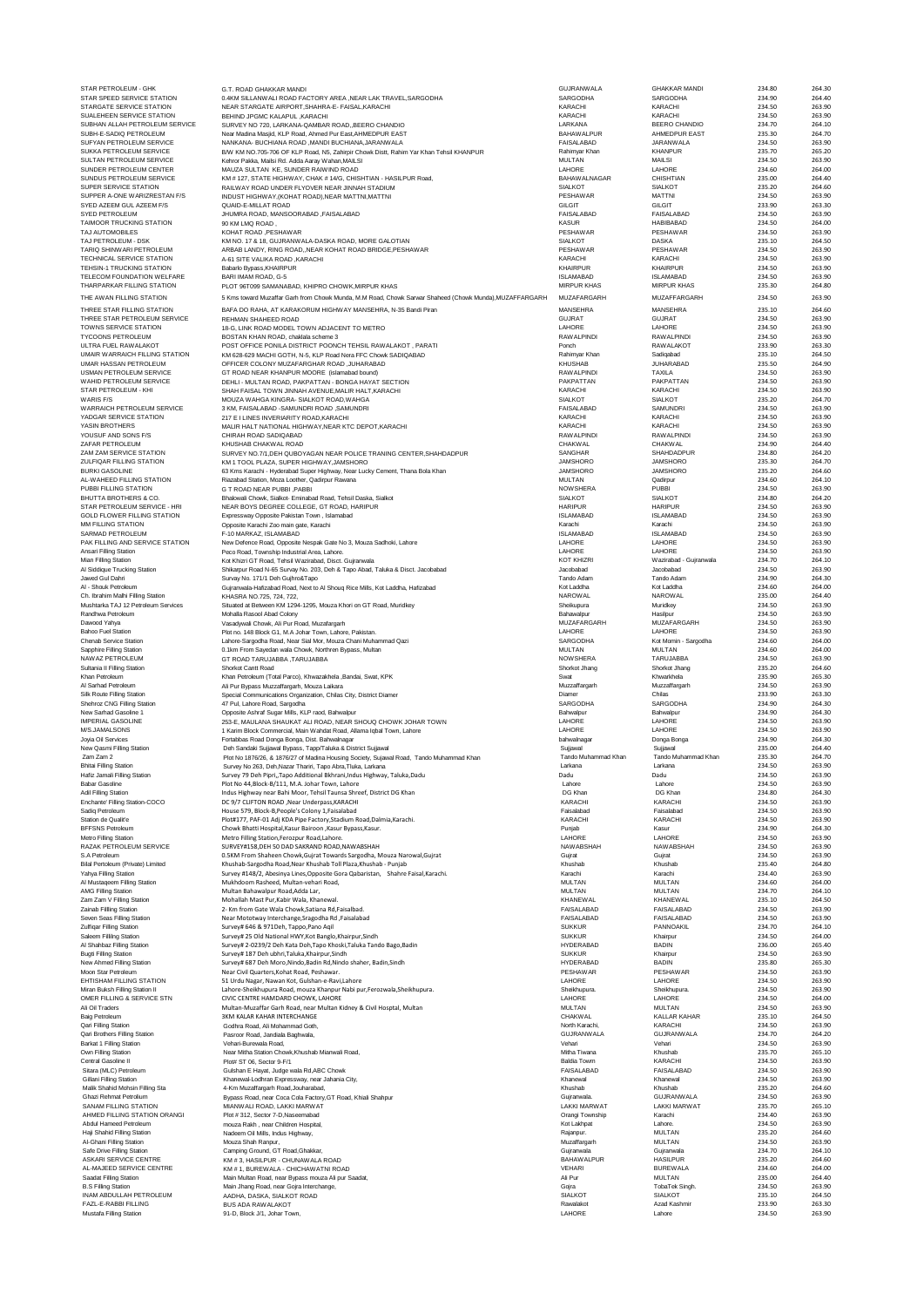| | | | | | |
|---|---|---|---|---|---|
| STAR PETROLEUM - GHK | G.T. ROAD GHAKKAR MANDI | GUJRANWALA | GHAKKAR MANDI | 234.80 | 264.30 |
| STAR SPEED SERVICE STATION | 0.4KM SILLANWALI ROAD FACTORY AREA ,NEAR LAK TRAVEL,SARGODHA | SARGODHA | SARGODHA | 234.90 | 264.40 |
| STARGATE SERVICE STATION | NEAR STARGATE AIRPORT,SHAHRA-E- FAISAL,KARACHI | KARACHI | KARACHI | 234.50 | 263.90 |
| SUALEHEEN SERVICE STATION | BEHIND JPGMC KALAPUL ,KARACHI | KARACHI | KARACHI | 234.50 | 263.90 |
| SUBHAN ALLAH PETROLEUM SERVICE | SURVEY NO 720, LARKANA-QAMBAR ROAD,,BEERO CHANDIO | LARKANA | BEERO CHANDIO | 234.70 | 264.10 |
| SUBH-E-SADIQ PETROLEUM | Near Madina Masjid, KLP Road, Ahmed Pur East,AHMEDPUR EAST | BAHAWALPUR | AHMEDPUR EAST | 235.30 | 264.70 |
| SUFYAN PETROLEUM SERVICE | NANKANA- BUCHIANA ROAD ,MANDI BUCHIANA,JARANWALA | FAISALABAD | JARANWALA | 234.50 | 263.90 |
| SUKKA PETROLEUM SERVICE | B/W KM NO.705-706 OF KLP Road, N5, Zahirpir Chowk Distt, Rahim Yar Khan Tehsil KHANPUR | Rahimyar Khan | KHANPUR | 235.70 | 265.20 |
| SULTAN PETROLEUM SERVICE | Kehror Pakka, Mailsi Rd. Adda Aaray Wahan,MAILSI | MULTAN | MAILSI | 234.50 | 263.90 |
| SUNDER PETROLEUM CENTER | MAUZA SULTAN KE, SUNDER RAIWIND ROAD | LAHORE | LAHORE | 234.60 | 264.00 |
| SUNDUS PETROLEUM SERVICE | KM # 127, STATE HIGHWAY, CHAK # 14/G, CHISHTIAN - HASILPUR Road, | BAHAWALNAGAR | CHISHTIAN | 235.00 | 264.40 |
| SUPER SERVICE STATION | RAILWAY ROAD UNDER FLYOVER NEAR JINNAH STADIUM | SIALKOT | SIALKOT | 235.20 | 264.60 |
| SUPPER A-ONE WARIZRESTAN F/S | INDUST HIGHWAY,(KOHAT ROAD),NEAR MATTNI,MATTNI | PESHAWAR | MATTNI | 234.50 | 263.90 |
| SYED AZEEM GUL AZEEM F/S | QUAID-E-MILLAT ROAD | GILGIT | GILGIT | 233.90 | 263.30 |
| SYED PETROLEUM | JHUMRA ROAD, MANSOORABAD ,FAISALABAD | FAISALABAD | FAISALABAD | 234.50 | 263.90 |
| TAIMOOR TRUCKING STATION | 90 KM LMQ ROAD , | KASUR | HABIBABAD | 234.50 | 264.00 |
| TAJ AUTOMOBILES | KOHAT ROAD ,PESHAWAR | PESHAWAR | PESHAWAR | 234.50 | 263.90 |
| TAJ PETROLEUM - DSK | KM NO. 17 & 18, GUJRANWALA-DASKA ROAD, MORE GALOTIAN | SIALKOT | DASKA | 235.10 | 264.50 |
| TARIQ SHINWARI PETROLEUM | ARBAB LANDY, RING ROAD,,NEAR KOHAT ROAD BRIDGE,PESHAWAR | PESHAWAR | PESHAWAR | 234.50 | 263.90 |
| TECHNICAL SERVICE STATION | A-61 SITE VALIKA ROAD ,KARACHI | KARACHI | KARACHI | 234.50 | 263.90 |
| TEHSIN-1 TRUCKING STATION | Babarlo Bypass,KHAIRPUR | KHAIRPUR | KHAIRPUR | 234.50 | 263.90 |
| TELECOM FOUNDATION WELFARE | BARI IMAM ROAD, G-5 | ISLAMABAD | ISLAMABAD | 234.50 | 263.90 |
| THARPARKAR FILLING STATION | PLOT 96T099 SAMANABAD, KHIPRO CHOWK,MIRPUR KHAS | MIRPUR KHAS | MIRPUR KHAS | 235.30 | 264.80 |
| THE AWAN FILLING STATION | 5 Kms toward Muzaffar Garh from Chowk Munda, M.M Road, Chowk Sarwar Shaheed (Chowk Munda),MUZAFFARGARH | MUZAFARGARH | MUZAFFARGARH | 234.50 | 263.90 |
| THREE STAR FILLING STATION | BAFA DO RAHA, AT KARAKORUM HIGHWAY MANSEHRA, N-35 Bandi Piran | MANSEHRA | MANSEHRA | 235.10 | 264.60 |
| THREE STAR PETROLEUM SERVICE | REHMAN SHAHEED ROAD | GUJRAT | GUJRAT | 234.50 | 263.90 |
| TOWNS SERVICE STATION | 18-G, LINK ROAD MODEL TOWN ADJACENT TO METRO | LAHORE | LAHORE | 234.50 | 263.90 |
| TYCOONS PETROLEUM | BOSTAN KHAN ROAD, chaklala scheme 3 | RAWALPINDI | RAWALPINDI | 234.50 | 263.90 |
| ULTRA FUEL RAWALAKOT | POST OFFICE PONILA DISTRICT POONCH TEHSIL RAWALAKOT , PARATI | Ponch | RAWALAKOT | 233.90 | 263.30 |
| UMAIR WARRAICH FILLING STATION | KM 628-629 MACHI GOTH, N-5, KLP Road Nera FFC Chowk SADIQABAD | Rahimyar Khan | Sadiqabad | 235.10 | 264.50 |
| UMAR HASSAN PETROLEUM | OFFICER COLONY MUZAFARGHAR ROAD ,JUHARABAD | KHUSHAB | JUHARABAD | 235.50 | 264.90 |
| USMAN PETROLEUM SERVICE | GT ROAD NEAR KHANPUR MOORE (islamabad bound) | RAWALPINDI | TAXILA | 234.50 | 263.90 |
| WAHID PETROLEUM SERVICE | DEHLI - MULTAN ROAD, PAKPATTAN - BONGA HAYAT SECTION | PAKPATTAN | PAKPATTAN | 234.50 | 263.90 |
| STAR PETROLEUM - KHI | SHAH FAISAL TOWN JINNAH AVENUE,MALIR HALT,KARACHI | KARACHI | KARACHI | 234.50 | 263.90 |
| WARIS F/S | MOUZA WAHGA KINGRA- SIALKOT ROAD,WAHGA | SIALKOT | SIALKOT | 235.20 | 264.70 |
| WARRAICH PETROLEUM SERVICE | 3 KM, FAISALABAD -SAMUNDRI ROAD ,SAMUNDRI | FAISALABAD | SAMUNDRI | 234.50 | 263.90 |
| YADGAR SERVICE STATION | 217 E I LINES INVERIARITY ROAD,KARACHI | KARACHI | KARACHI | 234.50 | 263.90 |
| YASIN BROTHERS | MALIR HALT NATIONAL HIGHWAY,NEAR KTC DEPOT,KARACHI | KARACHI | KARACHI | 234.50 | 263.90 |
| YOUSUF AND SONS F/S | CHIRAH ROAD SADIQABAD | RAWALPINDI | RAWALPINDI | 234.50 | 263.90 |
| ZAFAR PETROLEUM | KHUSHAB CHAKWAL ROAD | CHAKWAL | CHAKWAL | 234.90 | 264.40 |
| ZAM ZAM SERVICE STATION | SURVEY NO.7/1,DEH QUBOYAGAN NEAR POLICE TRANING CENTER,SHAHDADPUR | SANGHAR | SHAHDADPUR | 234.80 | 264.20 |
| ZULFIQAR FILLING STATION | KM 1 TOOL PLAZA, SUPER HIGHWAY,JAMSHORO | JAMSHORO | JAMSHORO | 235.30 | 264.70 |
| BURKI GASOLINE | 63 Kms Karachi - Hyderabad Super Highway, Near Lucky Cement, Thana Bola Khan | JAMSHORO | JAMSHORO | 235.20 | 264.60 |
| AL-WAHEED FILLING STATION | Riazabad Station, Moza Loother, Qadirpur Rawana | MULTAN | Qadirpur | 234.60 | 264.10 |
| PUBBI FILLING STATION | G T ROAD NEAR PUBBI ,PABBI | NOWSHERA | PUBBI | 234.50 | 263.90 |
| BHUTTA BROTHERS & CO. | Bhalowali Chowk, Sialkot- Eminabad Road, Tehsil Daska, Sialkot | SIALKOT | SIALKOT | 234.80 | 264.20 |
| STAR PETROLEUM SERVICE - HRI | NEAR BOYS DEGREE COLLEGE, GT ROAD, HARIPUR | HARIPUR | HARIPUR | 234.50 | 263.90 |
| GOLD FLOWER FILLING STATION | Expressway Opposite Pakistan Town , Islamabad | ISLAMABAD | ISLAMABAD | 234.50 | 263.90 |
| MM FILLING STATION | Opposite Karachi Zoo main gate, Karachi | Karachi | Karachi | 234.50 | 263.90 |
| SARMAD PETROLEUM | F-10 MARKAZ, ISLAMABAD | ISLAMABAD | ISLAMABAD | 234.50 | 263.90 |
| PAK FILLING AND SERVICE STATION | New Defence Road, Opposite Nespak Gate No 3, Mouza Sadhoki, Lahore | LAHORE | LAHORE | 234.50 | 263.90 |
| Ansari Filling Station | Peco Road, Township Industrial Area, Lahore. | LAHORE | LAHORE | 234.50 | 263.90 |
| Mian Filling Station | Kot Khizri GT Road, Tehsil Wazirabad, Disct. Gujranwala | KOT KHIZRI | Wazirabad - Gujranwala | 234.70 | 264.10 |
| Al Siddique Trucking Station | Shikarpur Road N-65 Survay No. 203, Deh & Tapo Abad, Taluka & Disct. Jacobabad | Jacobabad | Jacobabad | 234.50 | 263.90 |
| Jawed Gul Dahri | Survay No. 171/1 Deh Gujhro&Tapo | Tando Adam | Tando Adam | 234.90 | 264.30 |
| Al - Shouk Petroleum | Gujranwala-Hafizabad Road, Next to Al Shouq Rice Mills, Kot Laddha, Hafizabad | Kot Laddha | Kot Laddha | 234.60 | 264.00 |
| Ch. Ibrahim Malhi Filling Station | KHASRA NO.725, 724, 722, | NAROWAL | NAROWAL | 235.00 | 264.40 |
| Mushtarka TAJ 12 Petroleum Services | Situated at Between KM 1294-1295, Mouza Khori on GT Road, Muridkey | Sheikupura | Muridkey | 234.50 | 263.90 |
| Randhwa Petroleum | Mohalla Rasool Abad Colony | Bahawalpur | Hasilpur | 234.50 | 263.90 |
| Dawood Yahya | Vasadywali Chowk, Ali Pur Road, Muzafargarh | MUZAFARGARH | MUZAFARGARH | 234.50 | 263.90 |
| Bahoo Fuel Station | Plot no. 148 Block G1, M.A Johar Town, Lahore, Pakistan. | LAHORE | LAHORE | 234.50 | 263.90 |
| Chenab Service Station | Lahore-Sargodha Road, Near Sial Mor, Mouza Chani Muhammad Qazi | SARGODHA | Kot Momin - Sargodha | 234.60 | 264.00 |
| Sapphire Filling Station | 0.1km From Sayedan wala Chowk, Northren Bypass, Multan | MULTAN | MULTAN | 234.60 | 264.00 |
| NAWAZ PETROLEUM | GT ROAD TARUJABBA ,TARUJABBA | NOWSHERA | TARUJABBA | 234.50 | 263.90 |
| Sultania II Filling Station | Shorkot Cantt Road | Shorkot Jhang | Shorkot Jhang | 235.20 | 264.60 |
| Khan Petroleum | Khan Petroleum (Total Parco), Khwazakhela ,Bandai, Swat, KPK | Swat | Khwarkhela | 235.90 | 265.30 |
| Al Sarhad Petroleum | Ali Pur Bypass Muzzaffargarh, Mouza Laikara | Muzzaffargarh | Muzzaffargarh | 234.50 | 263.90 |
| Silk Route Filling Station | Special Communications Organization, Chilas City, District Diamer | Diamer | Chilas | 233.90 | 263.30 |
| Shehroz CNG Filling Station | 47 Pul, Lahore Road, Sargodha | SARGODHA | SARGODHA | 234.90 | 264.30 |
| New Sarhad Gasoline 1 | Opposite Ashraf Sugar Mills, KLP raod, Bahwalpur | Bahwalpur | Bahwalpur | 234.90 | 264.30 |
| IMPERIAL GASOLINE | 253-E, MAULANA SHAUKAT ALI ROAD, NEAR SHOUQ CHOWK JOHAR TOWN | LAHORE | LAHORE | 234.50 | 263.90 |
| M/S.JAMALSONS | 1 Karim Block Commercial, Main Wahdat Road, Allama Iqbal Town, Lahore | LAHORE | LAHORE | 234.50 | 263.90 |
| Joyia Oil Services | Fortabbas Road Donga Bonga, Dist. Bahwalnagar | bahwalnagar | Donga Bonga | 234.90 | 264.30 |
| New Qasmi Filling Station | Deh Sandaki Sujjawal Bypass, Tapp/Taluka & District Sujjawal | Sujjawal | Sujjawal | 235.00 | 264.40 |
| Zam Zam 2 | Plot No 1876/26, & 1876/27 of Madina Housing Society, Sujawal Road, Tando Muhammad Khan | Tando Muhammad Khan | Tando Muhammad Khan | 235.30 | 264.70 |
| Bhitai Filling Station | Survey No 263, Deh,Nazar Thariri, Tapo Abra,Tluka, Larkana | Larkana | Larkana | 234.50 | 263.90 |
| Hafiz Jamali Filling Station | Survey 79 Deh Pipri,,Tapo Additional Bkhrani,Indus Highway, Taluka,Dadu | Dadu | Dadu | 234.50 | 263.90 |
| Babar Gasoline | Plot No 44,Block-B/111, M.A. Johar Town, Lahore | Lahore | Lahore | 234.50 | 263.90 |
| Adil Filling Station | Indus Highway near Bahi Moor, Tehsil Taunsa Shreef, District DG Khan | DG Khan | DG Khan | 234.80 | 264.30 |
| Enchante' Filling Station-COCO | DC 9/7 CLIFTON ROAD ,Near Underpass,KARACHI | KARACHI | KARACHI | 234.50 | 263.90 |
| Sadiq Petroleum | House 579, Block-B,People's Colony 1,Faisalabad | Faisalabad | Faisalabad | 234.50 | 263.90 |
| Station de Qualit'e | Plot#177, PAF-01 Adj KDA Pipe Factory,Stadium Road,Dalmia,Karachi. | KARACHI | KARACHI | 234.50 | 263.90 |
| BFFSNS Petroleum | Chowk Bhatti Hospital,Kasur Bairoon ,Kasur Bypass,Kasur. | Punjab | Kasur | 234.90 | 264.30 |
| Metro Filling Station | Metro Filling Station,Ferozpur Road,Lahore. | LAHORE | LAHORE | 234.50 | 263.90 |
| RAZAK PETROLEUM SERVICE | SURVEY#158,DEH 50 DAD SAKRAND ROAD,NAWABSHAH | NAWABSHAH | NAWABSHAH | 234.50 | 263.90 |
| S.A Petroleum | 0.5KM From Shaheen Chowk,Gujrat Towards Sargodha, Mouza Narowal,Gujrat | Gujrat | Gujrat | 234.50 | 263.90 |
| Bilal Pertoleum (Private) Limited | Khushab-Sargodha Road,Near Khushab Toll Plaza,Khushab - Punjab | Khushab | Khushab | 235.40 | 264.80 |
| Yahya Filling Station | Survey #148/2, Abesinya Lines,Opposite Gora Qabaristan, Shahre Faisal,Karachi. | Karachi | Karachi | 234.40 | 263.90 |
| Al Mustaqeem Filling Station | Mukhdoom Rasheed, Multan-vehari Road, | MULTAN | MULTAN | 234.60 | 264.00 |
| AMG Filling Station | Multan Bahawalpur Road,Adda Lar, | MULTAN | MULTAN | 234.70 | 264.10 |
| Zam Zam V Filling Station | Mohallah Mast Pur,Kabir Wala, Khanewal. | KHANEWAL | KHANEWAL | 235.10 | 264.50 |
| Zainab Filling Station | 2- Km from Gate Wala Chowk,Satiana Rd,Faisalbad. | FAISALABAD | FAISALABAD | 234.50 | 263.90 |
| Seven Seas Filling Station | Near Motorway Interchange,Sragodha Rd ,Faisalabad | FAISALABAD | FAISALABAD | 234.50 | 263.90 |
| Zulfiqar Filling Station | Survey# 646 & 971Deh, Tappo,Pano Aqil | SUKKUR | PANNOAKIL | 234.70 | 264.10 |
| Saleem Filling Station | Survey# 25 Old National HWY,Kot Banglo,Khairpur,Sindh | SUKKUR | Khairpur | 234.50 | 264.00 |
| Al Shahbaz Filling Station | Survey# 2-0239/2 Deh Kata Doh,Tapo Khoski,Taluka Tando Bago,Badin | HYDERABAD | BADIN | 236.00 | 265.40 |
| Bugti Filling Station | Survey# 187 Deh ubhri,Taluka,Khairpur,Sindh | SUKKUR | Khairpur | 234.50 | 263.90 |
| New Ahmed Filling Station | Survey# 687 Deh Moro,Nindo,Badin Rd,Nindo shaher, Badin,Sindh | HYDERABAD | BADIN | 235.80 | 265.30 |
| Moon Star Petroleum | Near Civil Quarters,Kohat Road, Peshawar. | PESHAWAR | PESHAWAR | 234.50 | 263.90 |
| EHTISHAM FILLING STATION | 51 Urdu Nagar, Nawan Kot, Gulshan-e-Ravi,Lahore | LAHORE | LAHORE | 234.50 | 263.90 |
| Miran Buksh Filling Station II | Lahore-Sheikhupura Road, mouza Khanpur Nabi pur,Ferozwala,Sheikhupura. | Sheikhupura. | Sheikhupura. | 234.50 | 263.90 |
| OMER FILLING & SERVICE STN | CIVIC CENTRE HAMDARD CHOWK, LAHORE | LAHORE | LAHORE | 234.50 | 264.00 |
| Ali Oil Traders | Multan-Muzaffar Garh Road, near Multan Kidney & Civil Hosptal, Multan | MULTAN | MULTAN | 234.50 | 263.90 |
| Baig Petroleum | 3KM KALAR KAHAR INTERCHANGE | CHAKWAL | KALLAR KAHAR | 235.10 | 264.50 |
| Qari Filling Station | Godhra Road, Ali Mohammad Goth, | North Karachi, | KARACHI | 234.50 | 263.90 |
| Qari Brothers Filling Station | Pasroor Road, Jandiala Baghwala, | GUJRANWALA | GUJRANWALA | 234.70 | 264.20 |
| Barkat 1 Filling Station | Vehari-Burewala Road, | Vehari | Vehari | 234.50 | 263.90 |
| Own Filling Station | Near Mitha Station Chowk,Khushab Mianwali Road, | Mitha Tiwana | Khushab | 235.70 | 265.10 |
| Central Gasoline II | Plot# ST 06, Sector 9-F/1 | Baldia Town | KARACHI | 234.50 | 263.90 |
| Sitara (MLC) Petroleum | Gulshan E Hayat, Judge wala Rd,ABC Chowk | FAISALABAD | FAISALABAD | 234.50 | 263.90 |
| Gillani Filling Station | Khanewal-Lodhran Expressway, near Jahania City, | Khanewal | Khanewal | 234.50 | 263.90 |
| Malik Shahid Mohsin Filling Sta | 4-Km Muzaffargarh Road,Jouharabad, | Khushab | Khushab | 235.20 | 264.60 |
| Ghazi Rehmat Petrolium | Bypass Road, near Coca Cola Factory,GT Road, Khiali Shahpur | Gujranwala. | GUJRANWALA | 234.50 | 263.90 |
| SANAM FILLING STATION | MIANWALI ROAD, LAKKI MARWAT | LAKKI MARWAT | LAKKI MARWAT | 235.70 | 265.10 |
| AHMED FILLING STATION ORANGI | Plot # 312, Sector 7-D,Naseemabad | Orangi Township | Karachi | 234.40 | 263.90 |
| Abdul Hameed Petroleum | mouza Rakh , near Children Hospital, | Kot Lakhpat | Lahore. | 234.50 | 263.90 |
| Haji Shahid Filling Station | Nadeem Oil Mills, Indus Highway, | Rajanpur. | MULTAN | 235.20 | 264.60 |
| Al-Ghani Filling Station | Mouza Shah Ranpur, | Muzaffargarh | MULTAN | 234.50 | 263.90 |
| Safe Drive Filling Station | Camping Ground, GT Road,Ghakkar, | Gujranwala | Gujranwala | 234.70 | 264.10 |
| ASKARI SERVICE CENTRE | KM # 3, HASILPUR - CHUNAWALA ROAD | BAHAWALPUR | HASILPUR | 235.20 | 264.60 |
| AL-MAJEED SERVICE CENTRE | KM # 1, BUREWALA - CHICHAWATNI ROAD | VEHARI | BUREWALA | 234.60 | 264.00 |
| Saadat Filling Station | Main Multan Road, near Bypass mouza Ali pur Saadat, | Ali Pur | MULTAN | 235.00 | 264.40 |
| B.S Filling Station | Main Jhang Road, near Gojra Interchange, | Gojra | TobaTek Singh. | 234.50 | 263.90 |
| INAM ABDULLAH PETROLEUM | AADHA, DASKA, SIALKOT ROAD | SIALKOT | SIALKOT | 235.10 | 264.50 |
| FAZL-E-RABBI FILLING | BUS ADA RAWALAKOT | Rawalakot | Azad Kashmir | 233.90 | 263.30 |
| Mustafa Filling Station | 91-D, Block J/1, Johar Town, | LAHORE | Lahore | 234.50 | 263.90 |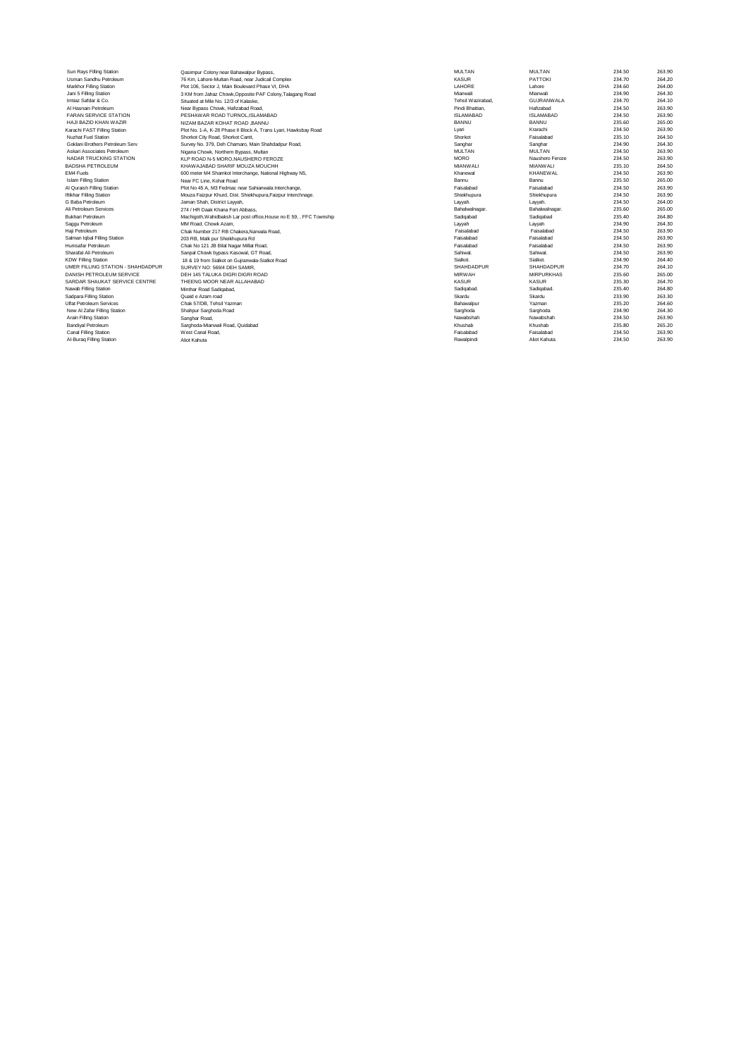| | | | | | |
|---|---|---|---|---|---|
| Sun Rays Filling Station | Qasimpur Colony near Bahawalpur Bypass, | MULTAN | MULTAN | 234.50 | 263.90 |
| Usman Sandhu Petroleum | 76 Km, Lahore-Multan Road, near Judicail Complex | KASUR | PATTOKI | 234.70 | 264.20 |
| Markhor Filling Station | Plot 106, Sector J, Main Boulevard Phase VI, DHA | LAHORE | Lahore | 234.60 | 264.00 |
| Jani 5 Filling Station | 3 KM from Jahaz Chowk,Opposite PAF Colony,Talagang Road | Mianwali | Mianwali | 234.90 | 264.30 |
| Imtiaz Safdar & Co. | Situated at Mile No. 12/3 of Kalaske, | Tehsil Wazirabad, | GUJRANWALA | 234.70 | 264.10 |
| Al Hasnain Petroleum | Near Bypass Chowk, Hafizabad Road, | Pindi Bhattian, | Hafizabad | 234.50 | 263.90 |
| FARAN SERVICE STATION | PESHAWAR ROAD TURNOL,ISLAMABAD | ISLAMABAD | ISLAMABAD | 234.50 | 263.90 |
| HAJI BAZID KHAN WAZIR | NIZAM BAZAR KOHAT ROAD ,BANNU | BANNU | BANNU | 235.60 | 265.00 |
| Karachi FAST Filling Station | Plot No. 1-A, K-28 Phase II Block A, Trans Lyari, Hawksbay Road | Lyari | Krarachi | 234.50 | 263.90 |
| Nuzhat Fuel Station | Shorkot City Road, Shorkot Cantt, | Shorkot | Faisalabad | 235.10 | 264.50 |
| Goklani Brothers Petroleum Serv | Survey No. 379, Deh Chamaro, Main Shahdadpur Road, | Sanghar | Sanghar | 234.90 | 264.30 |
| Askari Associates Petroleum | Nigana Chowk, Northern Bypass, Multan | MULTAN | MULTAN | 234.50 | 263.90 |
| NADAR TRUCKING STATION | KLP ROAD N-5 MORO,NAUSHERO FEROZE | MORO | Naushero Feroze | 234.50 | 263.90 |
| BADSHA PETROLEUM | KHAWAJABAD SHARIF MOUZA MOUCHH | MIANWALI | MIANWALI | 235.10 | 264.50 |
| EM4 Fuels | 600 meter M4 Shamkot Interchange, National Highway N5, | Khanewal | KHANEWAL | 234.50 | 263.90 |
| Islam Filling Station | Near FC Line, Kohat Road | Bannu | Bannu | 235.50 | 265.00 |
| Al Quraish Filling Station | Plot No 45 A, M3 Fedmac near Sahianwala Interchange, | Faisalabad | Faisalabad | 234.50 | 263.90 |
| Iftikhar Filling Station | Mouza Faizpur Khurd, Dist. Shiekhupura,Faizpur Interchnage. | Shiekhupura | Shiekhupura | 234.50 | 263.90 |
| G Baba Petroleum | Jaman Shah, District Layyah, | Layyah. | Layyah. | 234.50 | 264.00 |
| Ali Petroleum Services | 274 / HR Daak Khana Fort Abbass, | Bahalwalnagar. | Bahalwalnagar. | 235.60 | 265.00 |
| Bukhari Petroleum | Machigoth,Wahidbaksh Lar post office,House no E 59, , FFC Township | Sadiqabad | Sadiqabad | 235.40 | 264.80 |
| Saggu Petroleum | MM Road, Chowk Azam, | Layyah | Layyah | 234.90 | 264.30 |
| Haji Petroleum | Chak Number 217 RB Chakera,Narwala Road, | Faisalabad | Faisalabad | 234.50 | 263.90 |
| Salman Iqbal Filling Station | 203 RB, Malk pur Sheikhupura Rd | Faisalabad | Faisalabad | 234.50 | 263.90 |
| Humsafar Petroleum | Chak No 121 JB Bilal Nagar Millat Road, | Faisalabad | Faisalabad | 234.50 | 263.90 |
| Sharafat Ali Petroleum | Sanpal Chowk bypass Kasowal, GT Road, | Sahiwal. | Sahiwal. | 234.50 | 263.90 |
| KDW Filling Station | 18 & 19 from Sialkot on Gujranwala-Sialkot Road | Sialkot. | Sialkot. | 234.90 | 264.40 |
| UMER FILLING STATION - SHAHDADPUR | SURVEY NO: 569/4 DEH SAMIR, | SHAHDADPUR | SHAHDADPUR | 234.70 | 264.10 |
| DANISH PETROLEUM SERVICE | DEH 145 TALUKA DIGRI DIGRI ROAD | MIRWAH | MIRPURKHAS | 235.60 | 265.00 |
| SARDAR SHAUKAT SERVICE CENTRE | THEENG MOOR NEAR ALLAHABAD | KASUR | KASUR | 235.30 | 264.70 |
| Nawab Filling Station | Minthar Road Sadiqabad, | Sadiqabad. | Sadiqabad. | 235.40 | 264.80 |
| Sadpara Filling Station | Quaid e Azam road | Skardu | Skardu | 233.90 | 263.30 |
| Ulfat Petroleum Services | Chak 57/DB, Tehsil Yazman | Bahawalpur | Yazman | 235.20 | 264.60 |
| New Al Zafar Filling Station | Shahpur Sarghoda Road | Sarghoda | Sarghoda | 234.90 | 264.30 |
| Arain Filling Station | Sanghar Road, | Nawabshah | Nawabshah | 234.50 | 263.90 |
| Bandiyal Petroleum | Sarghoda-Mianwali Road, Quidabad | Khushab | Khushab | 235.80 | 265.20 |
| Canal Filling Station | West Canal Road, | Faisalabad | Faisalabad | 234.50 | 263.90 |
| Al-Buraq Filling Station | Aliot Kahuta | Rawalpindi | Aliot Kahuta | 234.50 | 263.90 |